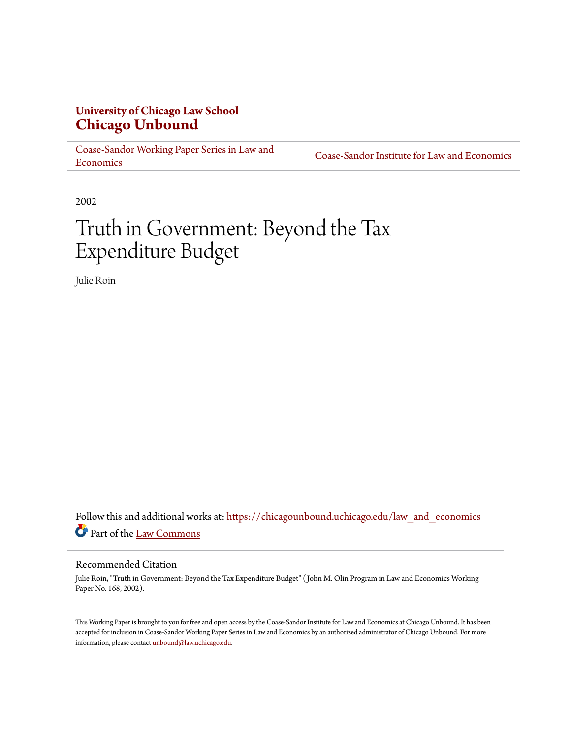**University of Chicago Law School**
# Chicago Unbound

Coase-Sandor Working Paper Series in Law and Economics | Coase-Sandor Institute for Law and Economics

2002

# Truth in Government: Beyond the Tax Expenditure Budget

Julie Roin

Follow this and additional works at: https://chicagounbound.uchicago.edu/law_and_economics

Part of the Law Commons

## Recommended Citation

Julie Roin, "Truth in Government: Beyond the Tax Expenditure Budget" ( John M. Olin Program in Law and Economics Working Paper No. 168, 2002).

This Working Paper is brought to you for free and open access by the Coase-Sandor Institute for Law and Economics at Chicago Unbound. It has been accepted for inclusion in Coase-Sandor Working Paper Series in Law and Economics by an authorized administrator of Chicago Unbound. For more information, please contact unbound@law.uchicago.edu.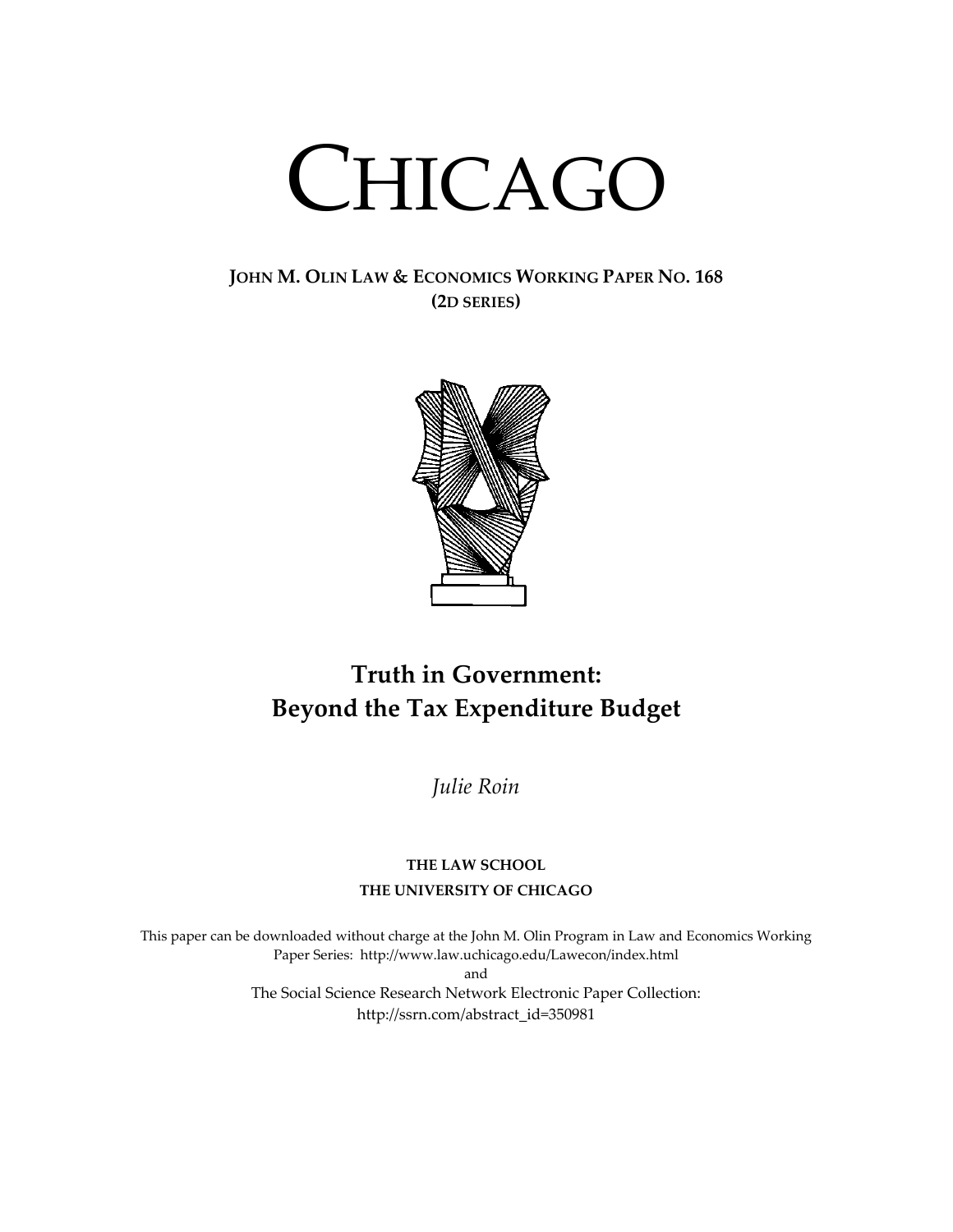# CHICAGO

**JOHN M. OLIN LAW & ECONOMICS WORKING PAPER NO. 168**
**(2D SERIES)**

## Truth in Government: Beyond the Tax Expenditure Budget

*Julie Roin*

**THE LAW SCHOOL**
**THE UNIVERSITY OF CHICAGO**

This paper can be downloaded without charge at the John M. Olin Program in Law and Economics Working Paper Series: http://www.law.uchicago.edu/Lawecon/index.html
and
The Social Science Research Network Electronic Paper Collection:
http://ssrn.com/abstract_id=350981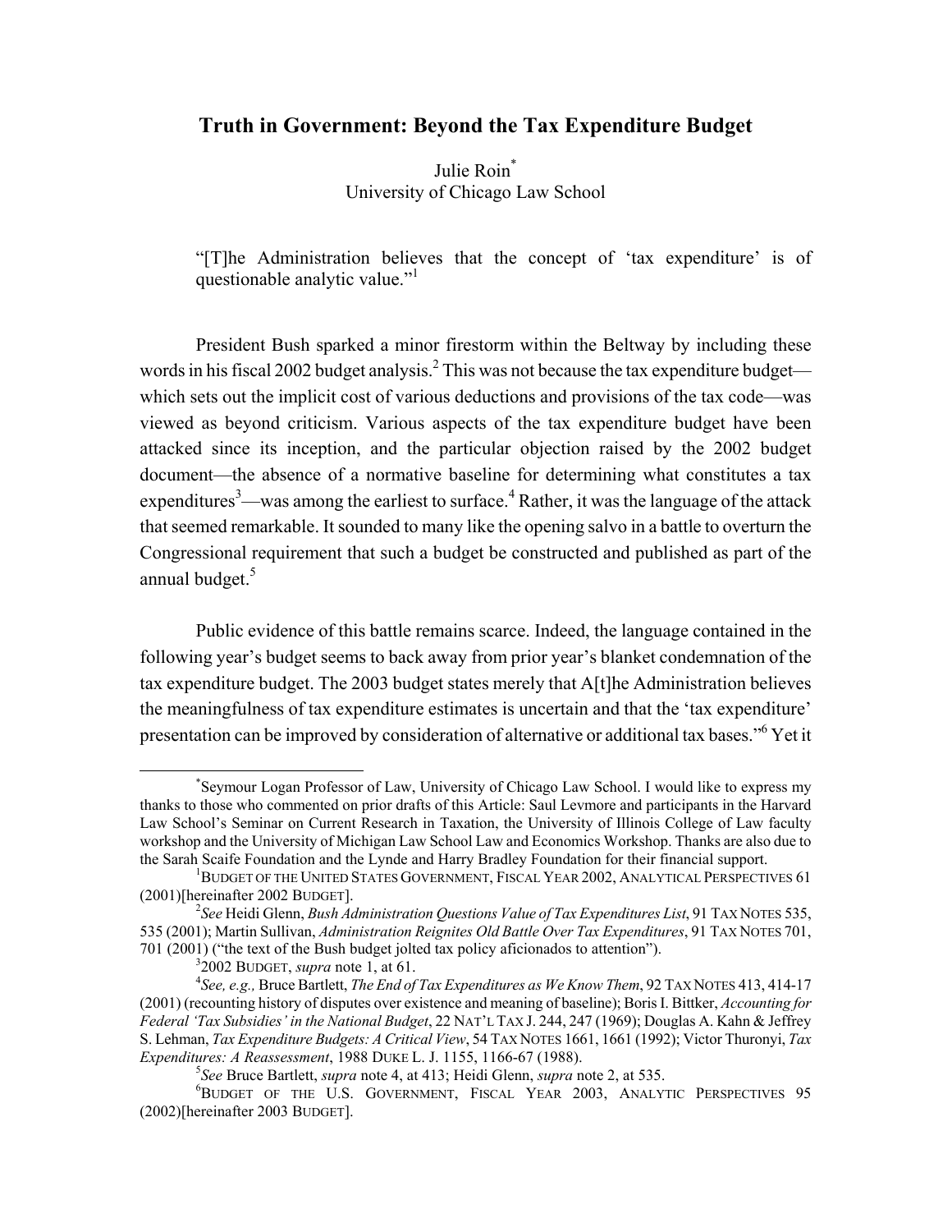# Truth in Government: Beyond the Tax Expenditure Budget

Julie Roin[*]
University of Chicago Law School

> "[T]he Administration believes that the concept of 'tax expenditure' is of questionable analytic value."[1]

President Bush sparked a minor firestorm within the Beltway by including these words in his fiscal 2002 budget analysis.[2] This was not because the tax expenditure budget—which sets out the implicit cost of various deductions and provisions of the tax code—was viewed as beyond criticism. Various aspects of the tax expenditure budget have been attacked since its inception, and the particular objection raised by the 2002 budget document—the absence of a normative baseline for determining what constitutes a tax expenditures[3]—was among the earliest to surface.[4] Rather, it was the language of the attack that seemed remarkable. It sounded to many like the opening salvo in a battle to overturn the Congressional requirement that such a budget be constructed and published as part of the annual budget.[5]

Public evidence of this battle remains scarce. Indeed, the language contained in the following year's budget seems to back away from prior year's blanket condemnation of the tax expenditure budget. The 2003 budget states merely that A[t]he Administration believes the meaningfulness of tax expenditure estimates is uncertain and that the 'tax expenditure' presentation can be improved by consideration of alternative or additional tax bases."[6] Yet it

---

[*] Seymour Logan Professor of Law, University of Chicago Law School. I would like to express my thanks to those who commented on prior drafts of this Article: Saul Levmore and participants in the Harvard Law School's Seminar on Current Research in Taxation, the University of Illinois College of Law faculty workshop and the University of Michigan Law School Law and Economics Workshop. Thanks are also due to the Sarah Scaife Foundation and the Lynde and Harry Bradley Foundation for their financial support.

[1] BUDGET OF THE UNITED STATES GOVERNMENT, FISCAL YEAR 2002, ANALYTICAL PERSPECTIVES 61 (2001)[hereinafter 2002 BUDGET].

[2] *See* Heidi Glenn, *Bush Administration Questions Value of Tax Expenditures List*, 91 TAX NOTES 535, 535 (2001); Martin Sullivan, *Administration Reignites Old Battle Over Tax Expenditures*, 91 TAX NOTES 701, 701 (2001) ("the text of the Bush budget jolted tax policy aficionados to attention").

[3] 2002 BUDGET, *supra* note 1, at 61.

[4] *See, e.g.,* Bruce Bartlett, *The End of Tax Expenditures as We Know Them*, 92 TAX NOTES 413, 414-17 (2001) (recounting history of disputes over existence and meaning of baseline); Boris I. Bittker, *Accounting for Federal 'Tax Subsidies' in the National Budget*, 22 NAT'L TAX J. 244, 247 (1969); Douglas A. Kahn & Jeffrey S. Lehman, *Tax Expenditure Budgets: A Critical View*, 54 TAX NOTES 1661, 1661 (1992); Victor Thuronyi, *Tax Expenditures: A Reassessment*, 1988 DUKE L. J. 1155, 1166-67 (1988).

[5] *See* Bruce Bartlett, *supra* note 4, at 413; Heidi Glenn, *supra* note 2, at 535.

[6] BUDGET OF THE U.S. GOVERNMENT, FISCAL YEAR 2003, ANALYTIC PERSPECTIVES 95 (2002)[hereinafter 2003 BUDGET].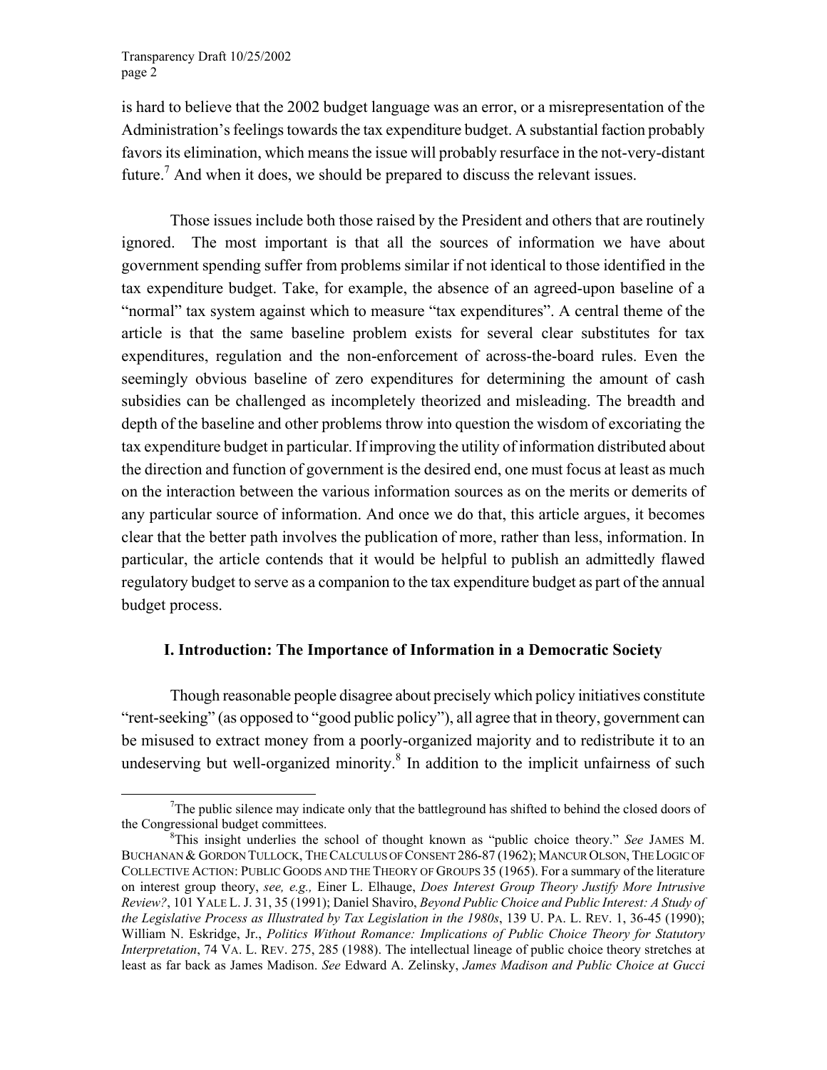is hard to believe that the 2002 budget language was an error, or a misrepresentation of the Administration's feelings towards the tax expenditure budget. A substantial faction probably favors its elimination, which means the issue will probably resurface in the not-very-distant future.[7] And when it does, we should be prepared to discuss the relevant issues.

Those issues include both those raised by the President and others that are routinely ignored. The most important is that all the sources of information we have about government spending suffer from problems similar if not identical to those identified in the tax expenditure budget. Take, for example, the absence of an agreed-upon baseline of a "normal" tax system against which to measure "tax expenditures". A central theme of the article is that the same baseline problem exists for several clear substitutes for tax expenditures, regulation and the non-enforcement of across-the-board rules. Even the seemingly obvious baseline of zero expenditures for determining the amount of cash subsidies can be challenged as incompletely theorized and misleading. The breadth and depth of the baseline and other problems throw into question the wisdom of excoriating the tax expenditure budget in particular. If improving the utility of information distributed about the direction and function of government is the desired end, one must focus at least as much on the interaction between the various information sources as on the merits or demerits of any particular source of information. And once we do that, this article argues, it becomes clear that the better path involves the publication of more, rather than less, information. In particular, the article contends that it would be helpful to publish an admittedly flawed regulatory budget to serve as a companion to the tax expenditure budget as part of the annual budget process.

## I. Introduction: The Importance of Information in a Democratic Society

Though reasonable people disagree about precisely which policy initiatives constitute "rent-seeking" (as opposed to "good public policy"), all agree that in theory, government can be misused to extract money from a poorly-organized majority and to redistribute it to an undeserving but well-organized minority.[8] In addition to the implicit unfairness of such

---

[7] The public silence may indicate only that the battleground has shifted to behind the closed doors of the Congressional budget committees.

[8] This insight underlies the school of thought known as "public choice theory." *See* JAMES M. BUCHANAN & GORDON TULLOCK, THE CALCULUS OF CONSENT 286-87 (1962); MANCUR OLSON, THE LOGIC OF COLLECTIVE ACTION: PUBLIC GOODS AND THE THEORY OF GROUPS 35 (1965). For a summary of the literature on interest group theory, *see, e.g.,* Einer L. Elhauge, *Does Interest Group Theory Justify More Intrusive Review?*, 101 YALE L. J. 31, 35 (1991); Daniel Shaviro, *Beyond Public Choice and Public Interest: A Study of the Legislative Process as Illustrated by Tax Legislation in the 1980s*, 139 U. PA. L. REV. 1, 36-45 (1990); William N. Eskridge, Jr., *Politics Without Romance: Implications of Public Choice Theory for Statutory Interpretation*, 74 VA. L. REV. 275, 285 (1988). The intellectual lineage of public choice theory stretches at least as far back as James Madison. *See* Edward A. Zelinsky, *James Madison and Public Choice at Gucci*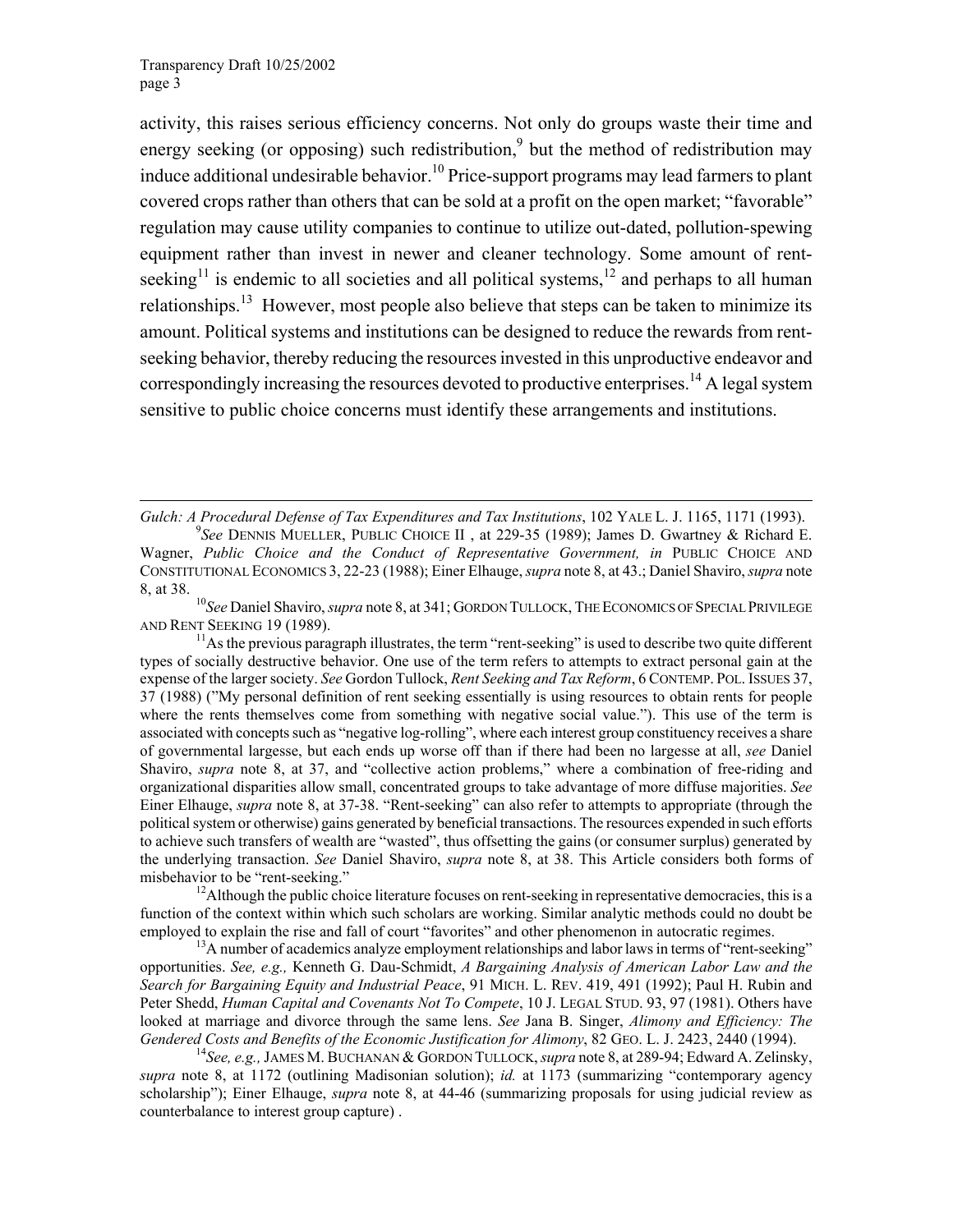activity, this raises serious efficiency concerns. Not only do groups waste their time and energy seeking (or opposing) such redistribution,[9] but the method of redistribution may induce additional undesirable behavior.[10] Price-support programs may lead farmers to plant covered crops rather than others that can be sold at a profit on the open market; "favorable" regulation may cause utility companies to continue to utilize out-dated, pollution-spewing equipment rather than invest in newer and cleaner technology. Some amount of rent-seeking[11] is endemic to all societies and all political systems,[12] and perhaps to all human relationships.[13] However, most people also believe that steps can be taken to minimize its amount. Political systems and institutions can be designed to reduce the rewards from rent-seeking behavior, thereby reducing the resources invested in this unproductive endeavor and correspondingly increasing the resources devoted to productive enterprises.[14] A legal system sensitive to public choice concerns must identify these arrangements and institutions.

---

*Gulch: A Procedural Defense of Tax Expenditures and Tax Institutions*, 102 YALE L. J. 1165, 1171 (1993).

[9] *See* DENNIS MUELLER, PUBLIC CHOICE II , at 229-35 (1989); James D. Gwartney & Richard E. Wagner, *Public Choice and the Conduct of Representative Government, in* PUBLIC CHOICE AND CONSTITUTIONAL ECONOMICS 3, 22-23 (1988); Einer Elhauge, *supra* note 8, at 43.; Daniel Shaviro, *supra* note 8, at 38.

[10] *See* Daniel Shaviro, *supra* note 8, at 341; GORDON TULLOCK, THE ECONOMICS OF SPECIAL PRIVILEGE AND RENT SEEKING 19 (1989).

[11] As the previous paragraph illustrates, the term "rent-seeking" is used to describe two quite different types of socially destructive behavior. One use of the term refers to attempts to extract personal gain at the expense of the larger society. *See* Gordon Tullock, *Rent Seeking and Tax Reform*, 6 CONTEMP. POL. ISSUES 37, 37 (1988) ("My personal definition of rent seeking essentially is using resources to obtain rents for people where the rents themselves come from something with negative social value."). This use of the term is associated with concepts such as "negative log-rolling", where each interest group constituency receives a share of governmental largesse, but each ends up worse off than if there had been no largesse at all, *see* Daniel Shaviro, *supra* note 8, at 37, and "collective action problems," where a combination of free-riding and organizational disparities allow small, concentrated groups to take advantage of more diffuse majorities. *See* Einer Elhauge, *supra* note 8, at 37-38. "Rent-seeking" can also refer to attempts to appropriate (through the political system or otherwise) gains generated by beneficial transactions. The resources expended in such efforts to achieve such transfers of wealth are "wasted", thus offsetting the gains (or consumer surplus) generated by the underlying transaction. *See* Daniel Shaviro, *supra* note 8, at 38. This Article considers both forms of misbehavior to be "rent-seeking."

[12] Although the public choice literature focuses on rent-seeking in representative democracies, this is a function of the context within which such scholars are working. Similar analytic methods could no doubt be employed to explain the rise and fall of court "favorites" and other phenomenon in autocratic regimes.

[13] A number of academics analyze employment relationships and labor laws in terms of "rent-seeking" opportunities. *See, e.g.,* Kenneth G. Dau-Schmidt, *A Bargaining Analysis of American Labor Law and the Search for Bargaining Equity and Industrial Peace*, 91 MICH. L. REV. 419, 491 (1992); Paul H. Rubin and Peter Shedd, *Human Capital and Covenants Not To Compete*, 10 J. LEGAL STUD. 93, 97 (1981). Others have looked at marriage and divorce through the same lens. *See* Jana B. Singer, *Alimony and Efficiency: The Gendered Costs and Benefits of the Economic Justification for Alimony*, 82 GEO. L. J. 2423, 2440 (1994).

[14] *See, e.g.,* JAMES M. BUCHANAN & GORDON TULLOCK, *supra* note 8, at 289-94; Edward A. Zelinsky, *supra* note 8, at 1172 (outlining Madisonian solution); *id.* at 1173 (summarizing "contemporary agency scholarship"); Einer Elhauge, *supra* note 8, at 44-46 (summarizing proposals for using judicial review as counterbalance to interest group capture) .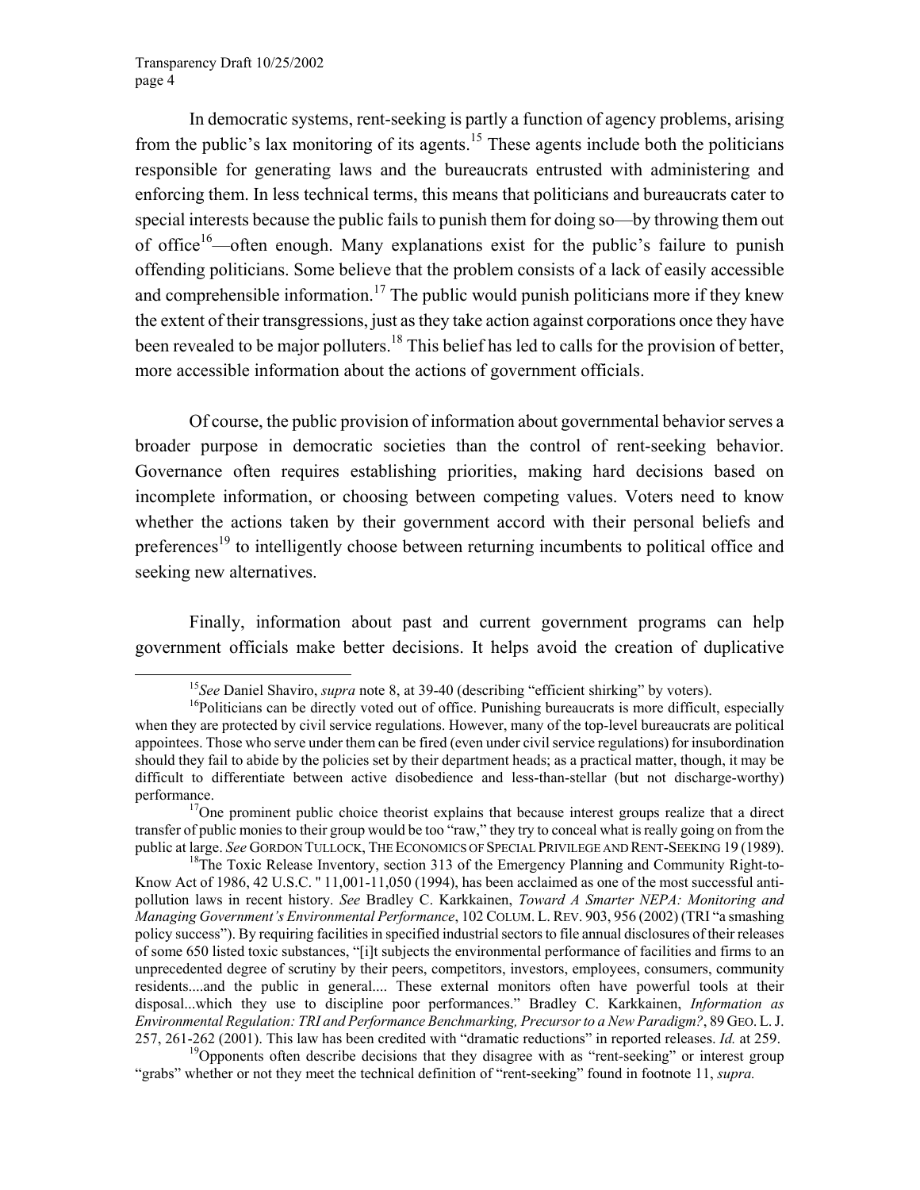In democratic systems, rent-seeking is partly a function of agency problems, arising from the public's lax monitoring of its agents.[15] These agents include both the politicians responsible for generating laws and the bureaucrats entrusted with administering and enforcing them. In less technical terms, this means that politicians and bureaucrats cater to special interests because the public fails to punish them for doing so—by throwing them out of office[16]—often enough. Many explanations exist for the public's failure to punish offending politicians. Some believe that the problem consists of a lack of easily accessible and comprehensible information.[17] The public would punish politicians more if they knew the extent of their transgressions, just as they take action against corporations once they have been revealed to be major polluters.[18] This belief has led to calls for the provision of better, more accessible information about the actions of government officials.

Of course, the public provision of information about governmental behavior serves a broader purpose in democratic societies than the control of rent-seeking behavior. Governance often requires establishing priorities, making hard decisions based on incomplete information, or choosing between competing values. Voters need to know whether the actions taken by their government accord with their personal beliefs and preferences[19] to intelligently choose between returning incumbents to political office and seeking new alternatives.

Finally, information about past and current government programs can help government officials make better decisions. It helps avoid the creation of duplicative

---

[15] *See* Daniel Shaviro, *supra* note 8, at 39-40 (describing "efficient shirking" by voters).

[16] Politicians can be directly voted out of office. Punishing bureaucrats is more difficult, especially when they are protected by civil service regulations. However, many of the top-level bureaucrats are political appointees. Those who serve under them can be fired (even under civil service regulations) for insubordination should they fail to abide by the policies set by their department heads; as a practical matter, though, it may be difficult to differentiate between active disobedience and less-than-stellar (but not discharge-worthy) performance.

[17] One prominent public choice theorist explains that because interest groups realize that a direct transfer of public monies to their group would be too "raw," they try to conceal what is really going on from the public at large. *See* GORDON TULLOCK, THE ECONOMICS OF SPECIAL PRIVILEGE AND RENT-SEEKING 19 (1989).

[18] The Toxic Release Inventory, section 313 of the Emergency Planning and Community Right-to-Know Act of 1986, 42 U.S.C. " 11,001-11,050 (1994), has been acclaimed as one of the most successful anti-pollution laws in recent history. *See* Bradley C. Karkkainen, *Toward A Smarter NEPA: Monitoring and Managing Government's Environmental Performance*, 102 COLUM. L. REV. 903, 956 (2002) (TRI "a smashing policy success"). By requiring facilities in specified industrial sectors to file annual disclosures of their releases of some 650 listed toxic substances, "[i]t subjects the environmental performance of facilities and firms to an unprecedented degree of scrutiny by their peers, competitors, investors, employees, consumers, community residents....and the public in general.... These external monitors often have powerful tools at their disposal...which they use to discipline poor performances." Bradley C. Karkkainen, *Information as Environmental Regulation: TRI and Performance Benchmarking, Precursor to a New Paradigm?*, 89 GEO. L. J. 257, 261-262 (2001). This law has been credited with "dramatic reductions" in reported releases. *Id.* at 259.

[19] Opponents often describe decisions that they disagree with as "rent-seeking" or interest group "grabs" whether or not they meet the technical definition of "rent-seeking" found in footnote 11, *supra.*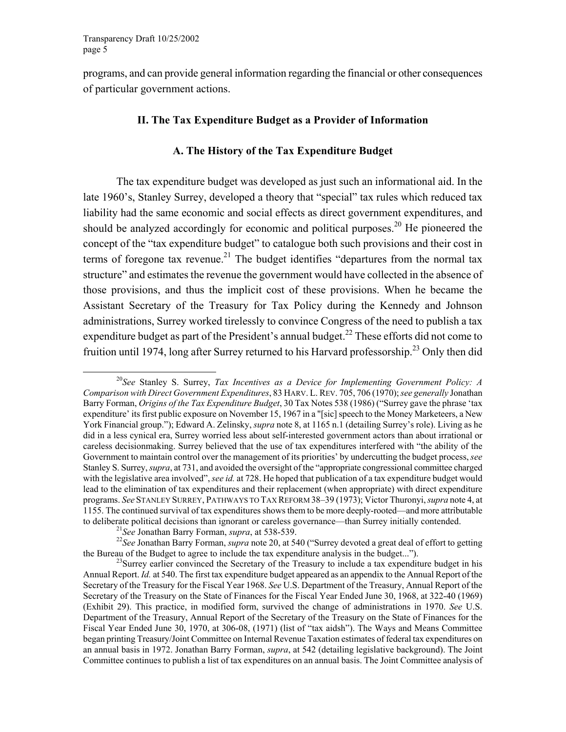programs, and can provide general information regarding the financial or other consequences of particular government actions.

## II. The Tax Expenditure Budget as a Provider of Information

### A. The History of the Tax Expenditure Budget

The tax expenditure budget was developed as just such an informational aid. In the late 1960's, Stanley Surrey, developed a theory that "special" tax rules which reduced tax liability had the same economic and social effects as direct government expenditures, and should be analyzed accordingly for economic and political purposes.[20] He pioneered the concept of the "tax expenditure budget" to catalogue both such provisions and their cost in terms of foregone tax revenue.[21] The budget identifies "departures from the normal tax structure" and estimates the revenue the government would have collected in the absence of those provisions, and thus the implicit cost of these provisions. When he became the Assistant Secretary of the Treasury for Tax Policy during the Kennedy and Johnson administrations, Surrey worked tirelessly to convince Congress of the need to publish a tax expenditure budget as part of the President's annual budget.[22] These efforts did not come to fruition until 1974, long after Surrey returned to his Harvard professorship.[23] Only then did

---

[20]*See* Stanley S. Surrey, *Tax Incentives as a Device for Implementing Government Policy: A Comparison with Direct Government Expenditures*, 83 HARV. L. REV. 705, 706 (1970); *see generally* Jonathan Barry Forman, *Origins of the Tax Expenditure Budget*, 30 Tax Notes 538 (1986) ("Surrey gave the phrase 'tax expenditure' its first public exposure on November 15, 1967 in a "[sic] speech to the Money Marketeers, a New York Financial group."); Edward A. Zelinsky, *supra* note 8, at 1165 n.1 (detailing Surrey's role). Living as he did in a less cynical era, Surrey worried less about self-interested government actors than about irrational or careless decisionmaking. Surrey believed that the use of tax expenditures interfered with "the ability of the Government to maintain control over the management of its priorities' by undercutting the budget process, *see* Stanley S. Surrey, *supra*, at 731, and avoided the oversight of the "appropriate congressional committee charged with the legislative area involved", *see id.* at 728. He hoped that publication of a tax expenditure budget would lead to the elimination of tax expenditures and their replacement (when appropriate) with direct expenditure programs. *See* STANLEY SURREY, PATHWAYS TO TAX REFORM 38–39 (1973); Victor Thuronyi, *supra* note 4, at 1155. The continued survival of tax expenditures shows them to be more deeply-rooted—and more attributable to deliberate political decisions than ignorant or careless governance—than Surrey initially contended.

[21]*See* Jonathan Barry Forman, *supra*, at 538-539.

[22]*See* Jonathan Barry Forman, *supra* note 20, at 540 ("Surrey devoted a great deal of effort to getting the Bureau of the Budget to agree to include the tax expenditure analysis in the budget...").

[23]Surrey earlier convinced the Secretary of the Treasury to include a tax expenditure budget in his Annual Report. *Id.* at 540. The first tax expenditure budget appeared as an appendix to the Annual Report of the Secretary of the Treasury for the Fiscal Year 1968. *See* U.S. Department of the Treasury, Annual Report of the Secretary of the Treasury on the State of Finances for the Fiscal Year Ended June 30, 1968, at 322-40 (1969) (Exhibit 29). This practice, in modified form, survived the change of administrations in 1970. *See* U.S. Department of the Treasury, Annual Report of the Secretary of the Treasury on the State of Finances for the Fiscal Year Ended June 30, 1970, at 306-08, (1971) (list of "tax aidsh"). The Ways and Means Committee began printing Treasury/Joint Committee on Internal Revenue Taxation estimates of federal tax expenditures on an annual basis in 1972. Jonathan Barry Forman, *supra*, at 542 (detailing legislative background). The Joint Committee continues to publish a list of tax expenditures on an annual basis. The Joint Committee analysis of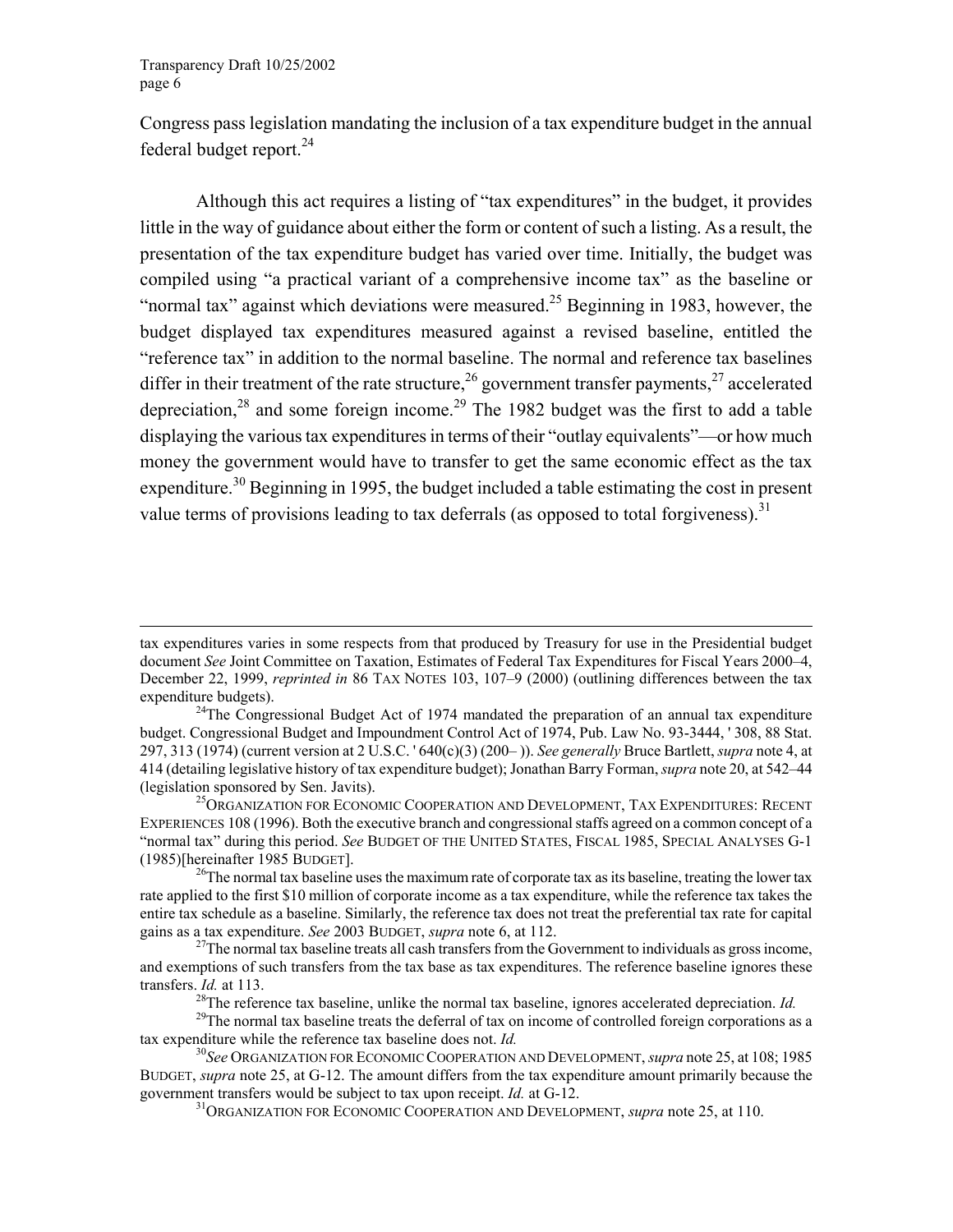Congress pass legislation mandating the inclusion of a tax expenditure budget in the annual federal budget report.[24]

Although this act requires a listing of "tax expenditures" in the budget, it provides little in the way of guidance about either the form or content of such a listing. As a result, the presentation of the tax expenditure budget has varied over time. Initially, the budget was compiled using "a practical variant of a comprehensive income tax" as the baseline or "normal tax" against which deviations were measured.[25] Beginning in 1983, however, the budget displayed tax expenditures measured against a revised baseline, entitled the "reference tax" in addition to the normal baseline. The normal and reference tax baselines differ in their treatment of the rate structure,[26] government transfer payments,[27] accelerated depreciation,[28] and some foreign income.[29] The 1982 budget was the first to add a table displaying the various tax expenditures in terms of their "outlay equivalents"—or how much money the government would have to transfer to get the same economic effect as the tax expenditure.[30] Beginning in 1995, the budget included a table estimating the cost in present value terms of provisions leading to tax deferrals (as opposed to total forgiveness).[31]

---

tax expenditures varies in some respects from that produced by Treasury for use in the Presidential budget document *See* Joint Committee on Taxation, Estimates of Federal Tax Expenditures for Fiscal Years 2000–4, December 22, 1999, *reprinted in* 86 TAX NOTES 103, 107–9 (2000) (outlining differences between the tax expenditure budgets).

[24]The Congressional Budget Act of 1974 mandated the preparation of an annual tax expenditure budget. Congressional Budget and Impoundment Control Act of 1974, Pub. Law No. 93-3444, ' 308, 88 Stat. 297, 313 (1974) (current version at 2 U.S.C. ' 640(c)(3) (200– )). *See generally* Bruce Bartlett, *supra* note 4, at 414 (detailing legislative history of tax expenditure budget); Jonathan Barry Forman, *supra* note 20, at 542–44 (legislation sponsored by Sen. Javits).

[25]ORGANIZATION FOR ECONOMIC COOPERATION AND DEVELOPMENT, TAX EXPENDITURES: RECENT EXPERIENCES 108 (1996). Both the executive branch and congressional staffs agreed on a common concept of a "normal tax" during this period. *See* BUDGET OF THE UNITED STATES, FISCAL 1985, SPECIAL ANALYSES G-1 (1985)[hereinafter 1985 BUDGET].

[26]The normal tax baseline uses the maximum rate of corporate tax as its baseline, treating the lower tax rate applied to the first $10 million of corporate income as a tax expenditure, while the reference tax takes the entire tax schedule as a baseline. Similarly, the reference tax does not treat the preferential tax rate for capital gains as a tax expenditure. *See* 2003 BUDGET, *supra* note 6, at 112.

[27]The normal tax baseline treats all cash transfers from the Government to individuals as gross income, and exemptions of such transfers from the tax base as tax expenditures. The reference baseline ignores these transfers. *Id.* at 113.

[28]The reference tax baseline, unlike the normal tax baseline, ignores accelerated depreciation. *Id.*

[29]The normal tax baseline treats the deferral of tax on income of controlled foreign corporations as a tax expenditure while the reference tax baseline does not. *Id.*

[30]*See* ORGANIZATION FOR ECONOMIC COOPERATION AND DEVELOPMENT, *supra* note 25, at 108; 1985 BUDGET, *supra* note 25, at G-12. The amount differs from the tax expenditure amount primarily because the government transfers would be subject to tax upon receipt. *Id.* at G-12.

[31]ORGANIZATION FOR ECONOMIC COOPERATION AND DEVELOPMENT, *supra* note 25, at 110.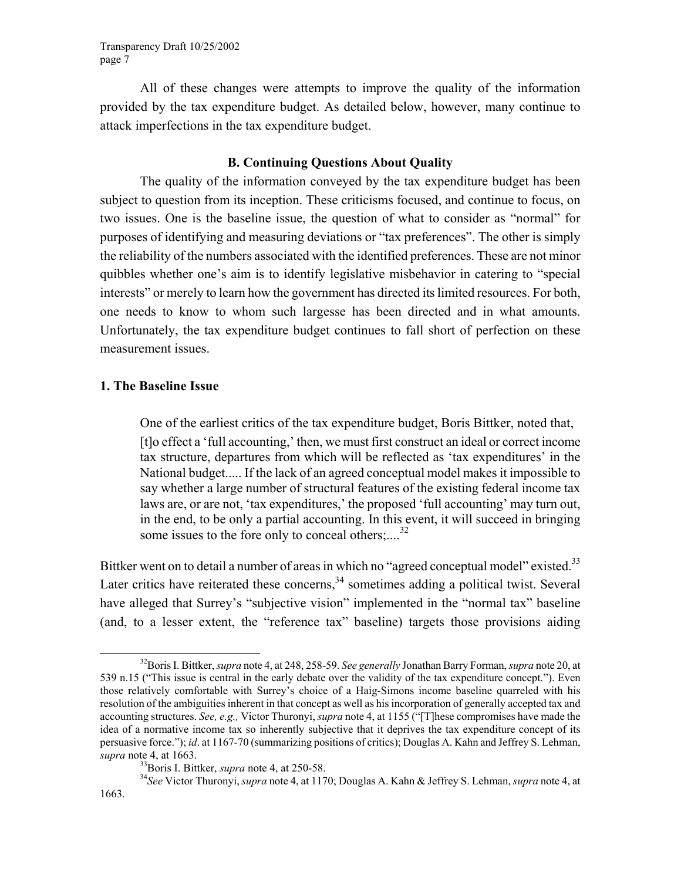All of these changes were attempts to improve the quality of the information provided by the tax expenditure budget. As detailed below, however, many continue to attack imperfections in the tax expenditure budget.

### B. Continuing Questions About Quality

The quality of the information conveyed by the tax expenditure budget has been subject to question from its inception. These criticisms focused, and continue to focus, on two issues. One is the baseline issue, the question of what to consider as "normal" for purposes of identifying and measuring deviations or "tax preferences". The other is simply the reliability of the numbers associated with the identified preferences. These are not minor quibbles whether one's aim is to identify legislative misbehavior in catering to "special interests" or merely to learn how the government has directed its limited resources. For both, one needs to know to whom such largesse has been directed and in what amounts. Unfortunately, the tax expenditure budget continues to fall short of perfection on these measurement issues.

#### 1. The Baseline Issue

One of the earliest critics of the tax expenditure budget, Boris Bittker, noted that,

> [t]o effect a 'full accounting,' then, we must first construct an ideal or correct income tax structure, departures from which will be reflected as 'tax expenditures' in the National budget..... If the lack of an agreed conceptual model makes it impossible to say whether a large number of structural features of the existing federal income tax laws are, or are not, 'tax expenditures,' the proposed 'full accounting' may turn out, in the end, to be only a partial accounting. In this event, it will succeed in bringing some issues to the fore only to conceal others;....[32]

Bittker went on to detail a number of areas in which no "agreed conceptual model" existed.[33] Later critics have reiterated these concerns,[34] sometimes adding a political twist. Several have alleged that Surrey's "subjective vision" implemented in the "normal tax" baseline (and, to a lesser extent, the "reference tax" baseline) targets those provisions aiding

---

[32] Boris I. Bittker, *supra* note 4, at 248, 258-59. *See generally* Jonathan Barry Forman, *supra* note 20, at 539 n.15 ("This issue is central in the early debate over the validity of the tax expenditure concept."). Even those relatively comfortable with Surrey's choice of a Haig-Simons income baseline quarreled with his resolution of the ambiguities inherent in that concept as well as his incorporation of generally accepted tax and accounting structures. *See, e.g.,* Victor Thuronyi, *supra* note 4, at 1155 ("[T]hese compromises have made the idea of a normative income tax so inherently subjective that it deprives the tax expenditure concept of its persuasive force."); *id*. at 1167-70 (summarizing positions of critics); Douglas A. Kahn and Jeffrey S. Lehman, *supra* note 4, at 1663.

[33] Boris I. Bittker, *supra* note 4, at 250-58.

[34] *See* Victor Thuronyi, *supra* note 4, at 1170; Douglas A. Kahn & Jeffrey S. Lehman, *supra* note 4, at 1663.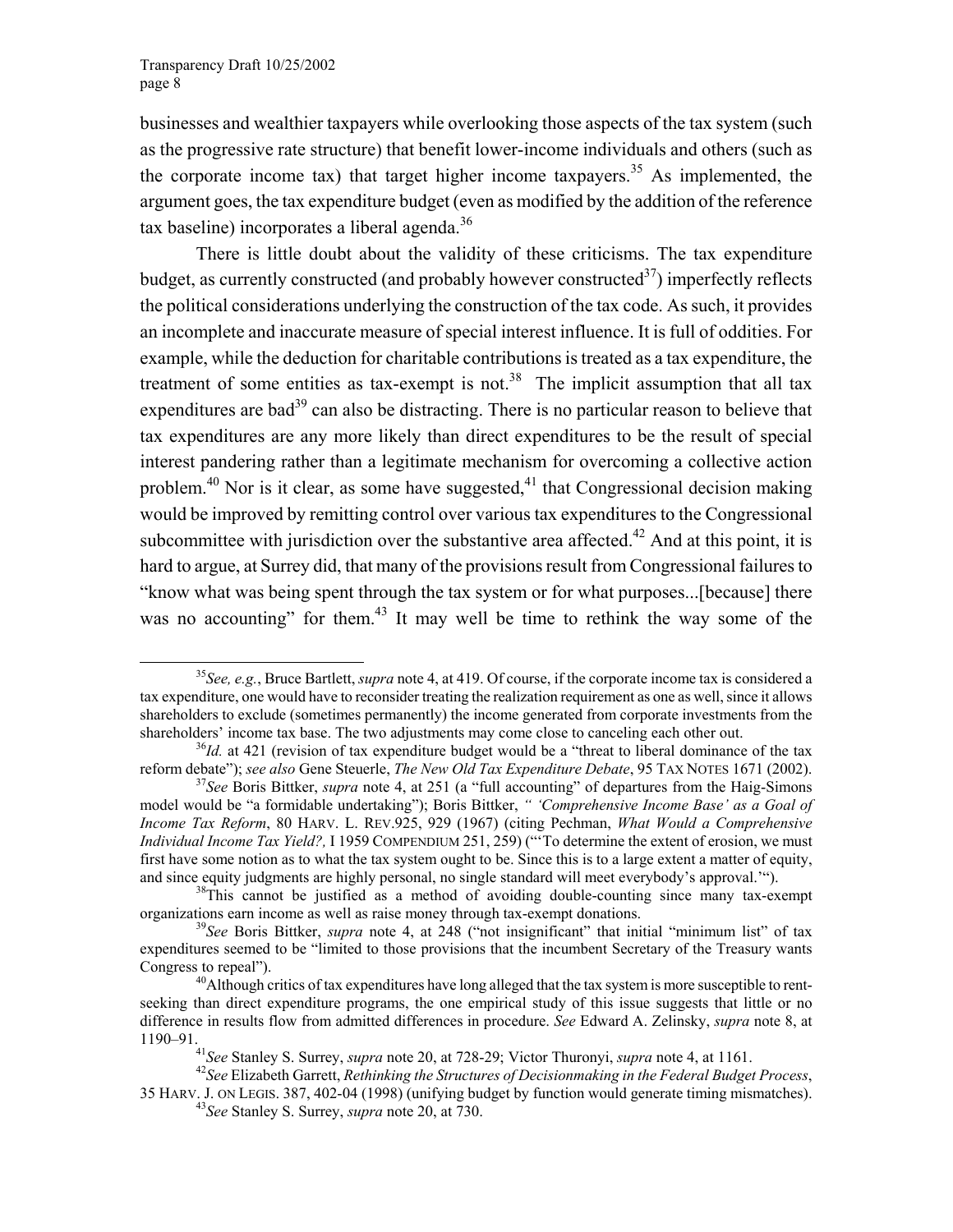businesses and wealthier taxpayers while overlooking those aspects of the tax system (such as the progressive rate structure) that benefit lower-income individuals and others (such as the corporate income tax) that target higher income taxpayers.[35] As implemented, the argument goes, the tax expenditure budget (even as modified by the addition of the reference tax baseline) incorporates a liberal agenda.[36]

There is little doubt about the validity of these criticisms. The tax expenditure budget, as currently constructed (and probably however constructed[37]) imperfectly reflects the political considerations underlying the construction of the tax code. As such, it provides an incomplete and inaccurate measure of special interest influence. It is full of oddities. For example, while the deduction for charitable contributions is treated as a tax expenditure, the treatment of some entities as tax-exempt is not.[38] The implicit assumption that all tax expenditures are bad[39] can also be distracting. There is no particular reason to believe that tax expenditures are any more likely than direct expenditures to be the result of special interest pandering rather than a legitimate mechanism for overcoming a collective action problem.[40] Nor is it clear, as some have suggested,[41] that Congressional decision making would be improved by remitting control over various tax expenditures to the Congressional subcommittee with jurisdiction over the substantive area affected.[42] And at this point, it is hard to argue, at Surrey did, that many of the provisions result from Congressional failures to "know what was being spent through the tax system or for what purposes...[because] there was no accounting" for them.[43] It may well be time to rethink the way some of the

---

[35] *See, e.g.*, Bruce Bartlett, *supra* note 4, at 419. Of course, if the corporate income tax is considered a tax expenditure, one would have to reconsider treating the realization requirement as one as well, since it allows shareholders to exclude (sometimes permanently) the income generated from corporate investments from the shareholders' income tax base. The two adjustments may come close to canceling each other out.

[36] *Id.* at 421 (revision of tax expenditure budget would be a "threat to liberal dominance of the tax reform debate"); *see also* Gene Steuerle, *The New Old Tax Expenditure Debate*, 95 TAX NOTES 1671 (2002).

[37] *See* Boris Bittker, *supra* note 4, at 251 (a "full accounting" of departures from the Haig-Simons model would be "a formidable undertaking"); Boris Bittker, *" 'Comprehensive Income Base' as a Goal of Income Tax Reform*, 80 HARV. L. REV.925, 929 (1967) (citing Pechman, *What Would a Comprehensive Individual Income Tax Yield?,* I 1959 COMPENDIUM 251, 259) ("'To determine the extent of erosion, we must first have some notion as to what the tax system ought to be. Since this is to a large extent a matter of equity, and since equity judgments are highly personal, no single standard will meet everybody's approval.'").

[38] This cannot be justified as a method of avoiding double-counting since many tax-exempt organizations earn income as well as raise money through tax-exempt donations.

[39] *See* Boris Bittker, *supra* note 4, at 248 ("not insignificant" that initial "minimum list" of tax expenditures seemed to be "limited to those provisions that the incumbent Secretary of the Treasury wants Congress to repeal").

[40] Although critics of tax expenditures have long alleged that the tax system is more susceptible to rent-seeking than direct expenditure programs, the one empirical study of this issue suggests that little or no difference in results flow from admitted differences in procedure. *See* Edward A. Zelinsky, *supra* note 8, at 1190–91.

[41] *See* Stanley S. Surrey, *supra* note 20, at 728-29; Victor Thuronyi, *supra* note 4, at 1161.

[42] *See* Elizabeth Garrett, *Rethinking the Structures of Decisionmaking in the Federal Budget Process*, 35 HARV. J. ON LEGIS. 387, 402-04 (1998) (unifying budget by function would generate timing mismatches).

[43] *See* Stanley S. Surrey, *supra* note 20, at 730.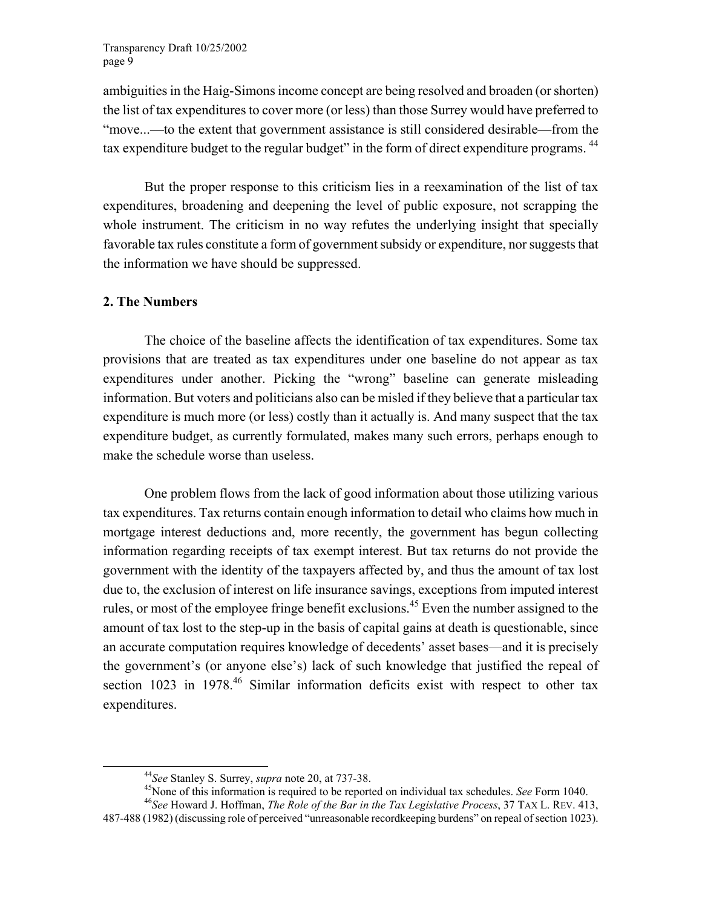ambiguities in the Haig-Simons income concept are being resolved and broaden (or shorten) the list of tax expenditures to cover more (or less) than those Surrey would have preferred to "move...—to the extent that government assistance is still considered desirable—from the tax expenditure budget to the regular budget" in the form of direct expenditure programs. [44]

But the proper response to this criticism lies in a reexamination of the list of tax expenditures, broadening and deepening the level of public exposure, not scrapping the whole instrument. The criticism in no way refutes the underlying insight that specially favorable tax rules constitute a form of government subsidy or expenditure, nor suggests that the information we have should be suppressed.

**2. The Numbers**

The choice of the baseline affects the identification of tax expenditures. Some tax provisions that are treated as tax expenditures under one baseline do not appear as tax expenditures under another. Picking the "wrong" baseline can generate misleading information. But voters and politicians also can be misled if they believe that a particular tax expenditure is much more (or less) costly than it actually is. And many suspect that the tax expenditure budget, as currently formulated, makes many such errors, perhaps enough to make the schedule worse than useless.

One problem flows from the lack of good information about those utilizing various tax expenditures. Tax returns contain enough information to detail who claims how much in mortgage interest deductions and, more recently, the government has begun collecting information regarding receipts of tax exempt interest. But tax returns do not provide the government with the identity of the taxpayers affected by, and thus the amount of tax lost due to, the exclusion of interest on life insurance savings, exceptions from imputed interest rules, or most of the employee fringe benefit exclusions.[45] Even the number assigned to the amount of tax lost to the step-up in the basis of capital gains at death is questionable, since an accurate computation requires knowledge of decedents' asset bases—and it is precisely the government's (or anyone else's) lack of such knowledge that justified the repeal of section 1023 in 1978.[46] Similar information deficits exist with respect to other tax expenditures.

---

[44] *See* Stanley S. Surrey, *supra* note 20, at 737-38.

[45] None of this information is required to be reported on individual tax schedules. *See* Form 1040.

[46] *See* Howard J. Hoffman, *The Role of the Bar in the Tax Legislative Process*, 37 TAX L. REV. 413, 487-488 (1982) (discussing role of perceived "unreasonable recordkeeping burdens" on repeal of section 1023).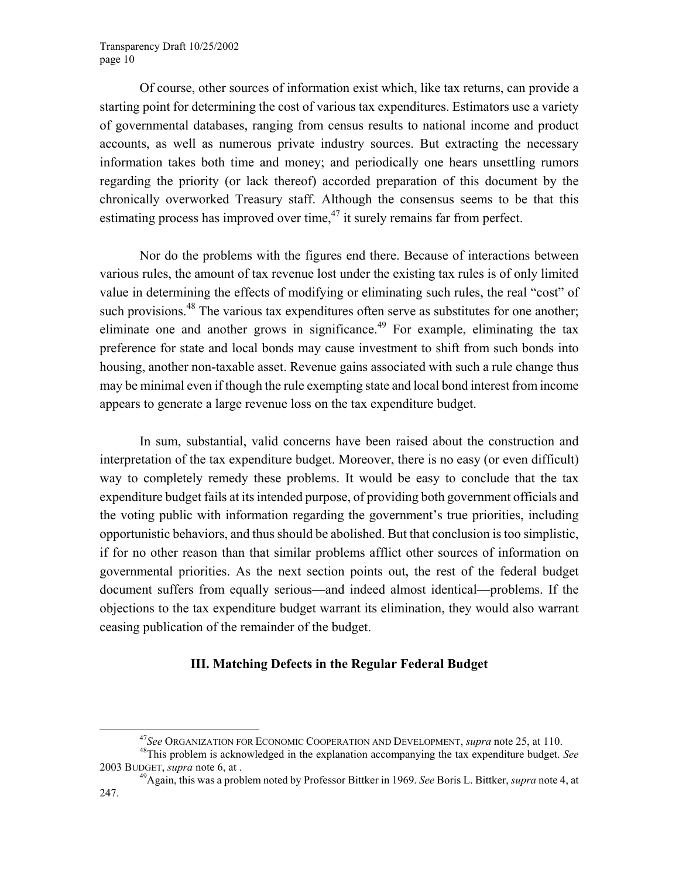Of course, other sources of information exist which, like tax returns, can provide a starting point for determining the cost of various tax expenditures. Estimators use a variety of governmental databases, ranging from census results to national income and product accounts, as well as numerous private industry sources. But extracting the necessary information takes both time and money; and periodically one hears unsettling rumors regarding the priority (or lack thereof) accorded preparation of this document by the chronically overworked Treasury staff. Although the consensus seems to be that this estimating process has improved over time,[47] it surely remains far from perfect.

Nor do the problems with the figures end there. Because of interactions between various rules, the amount of tax revenue lost under the existing tax rules is of only limited value in determining the effects of modifying or eliminating such rules, the real "cost" of such provisions.[48] The various tax expenditures often serve as substitutes for one another; eliminate one and another grows in significance.[49] For example, eliminating the tax preference for state and local bonds may cause investment to shift from such bonds into housing, another non-taxable asset. Revenue gains associated with such a rule change thus may be minimal even if though the rule exempting state and local bond interest from income appears to generate a large revenue loss on the tax expenditure budget.

In sum, substantial, valid concerns have been raised about the construction and interpretation of the tax expenditure budget. Moreover, there is no easy (or even difficult) way to completely remedy these problems. It would be easy to conclude that the tax expenditure budget fails at its intended purpose, of providing both government officials and the voting public with information regarding the government's true priorities, including opportunistic behaviors, and thus should be abolished. But that conclusion is too simplistic, if for no other reason than that similar problems afflict other sources of information on governmental priorities. As the next section points out, the rest of the federal budget document suffers from equally serious—and indeed almost identical—problems. If the objections to the tax expenditure budget warrant its elimination, they would also warrant ceasing publication of the remainder of the budget.

## III. Matching Defects in the Regular Federal Budget

[47] *See* ORGANIZATION FOR ECONOMIC COOPERATION AND DEVELOPMENT, *supra* note 25, at 110.

[48] This problem is acknowledged in the explanation accompanying the tax expenditure budget. *See* 2003 BUDGET, *supra* note 6, at .

[49] Again, this was a problem noted by Professor Bittker in 1969. *See* Boris L. Bittker, *supra* note 4, at 247.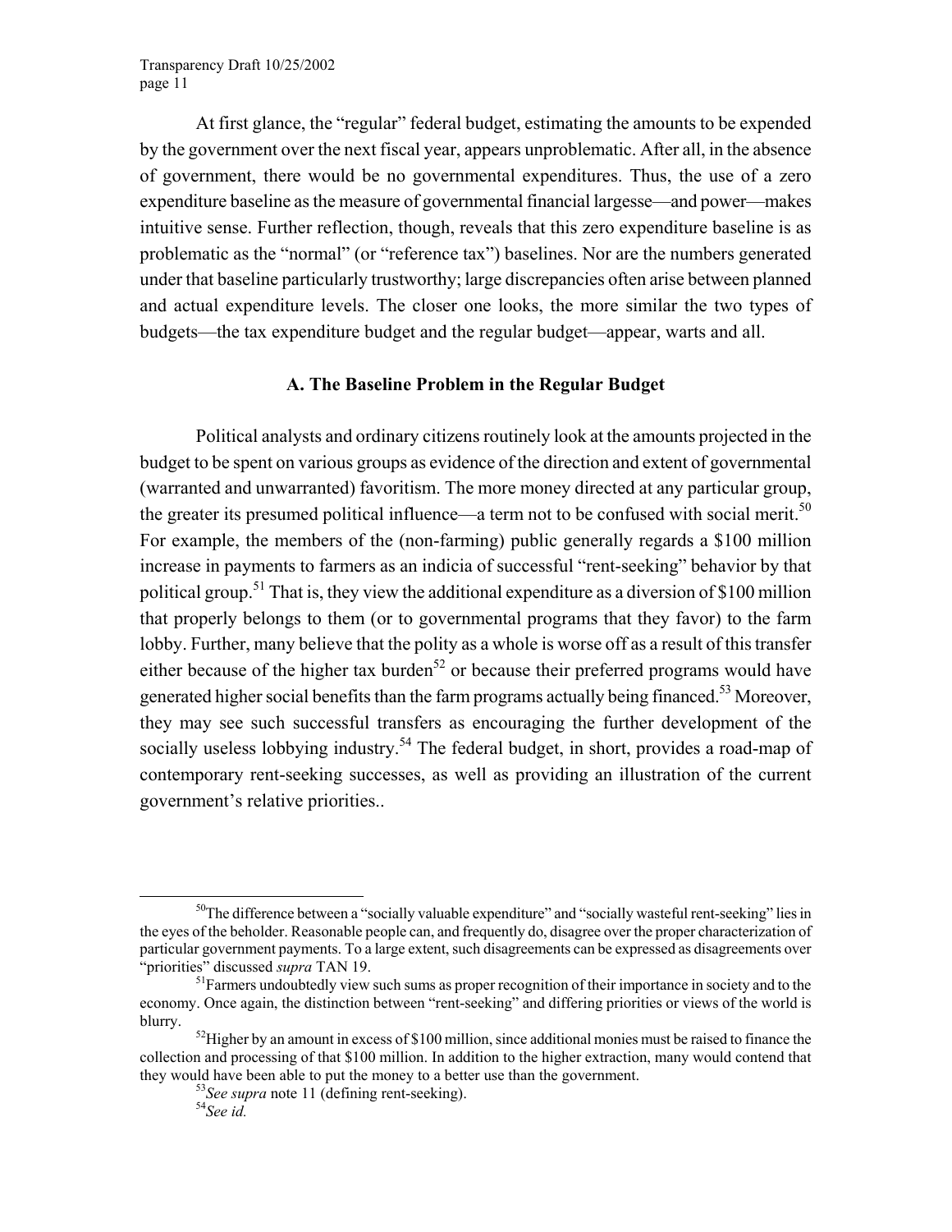At first glance, the "regular" federal budget, estimating the amounts to be expended by the government over the next fiscal year, appears unproblematic. After all, in the absence of government, there would be no governmental expenditures. Thus, the use of a zero expenditure baseline as the measure of governmental financial largesse—and power—makes intuitive sense. Further reflection, though, reveals that this zero expenditure baseline is as problematic as the "normal" (or "reference tax") baselines. Nor are the numbers generated under that baseline particularly trustworthy; large discrepancies often arise between planned and actual expenditure levels. The closer one looks, the more similar the two types of budgets—the tax expenditure budget and the regular budget—appear, warts and all.

### A. The Baseline Problem in the Regular Budget

Political analysts and ordinary citizens routinely look at the amounts projected in the budget to be spent on various groups as evidence of the direction and extent of governmental (warranted and unwarranted) favoritism. The more money directed at any particular group, the greater its presumed political influence—a term not to be confused with social merit.[50] For example, the members of the (non-farming) public generally regards a \$100 million increase in payments to farmers as an indicia of successful "rent-seeking" behavior by that political group.[51] That is, they view the additional expenditure as a diversion of \$100 million that properly belongs to them (or to governmental programs that they favor) to the farm lobby. Further, many believe that the polity as a whole is worse off as a result of this transfer either because of the higher tax burden[52] or because their preferred programs would have generated higher social benefits than the farm programs actually being financed.[53] Moreover, they may see such successful transfers as encouraging the further development of the socially useless lobbying industry.[54] The federal budget, in short, provides a road-map of contemporary rent-seeking successes, as well as providing an illustration of the current government's relative priorities..

---

[50]The difference between a "socially valuable expenditure" and "socially wasteful rent-seeking" lies in the eyes of the beholder. Reasonable people can, and frequently do, disagree over the proper characterization of particular government payments. To a large extent, such disagreements can be expressed as disagreements over "priorities" discussed *supra* TAN 19.

[51]Farmers undoubtedly view such sums as proper recognition of their importance in society and to the economy. Once again, the distinction between "rent-seeking" and differing priorities or views of the world is blurry.

[52]Higher by an amount in excess of \$100 million, since additional monies must be raised to finance the collection and processing of that \$100 million. In addition to the higher extraction, many would contend that they would have been able to put the money to a better use than the government.

[53]*See supra* note 11 (defining rent-seeking).

[54]*See id.*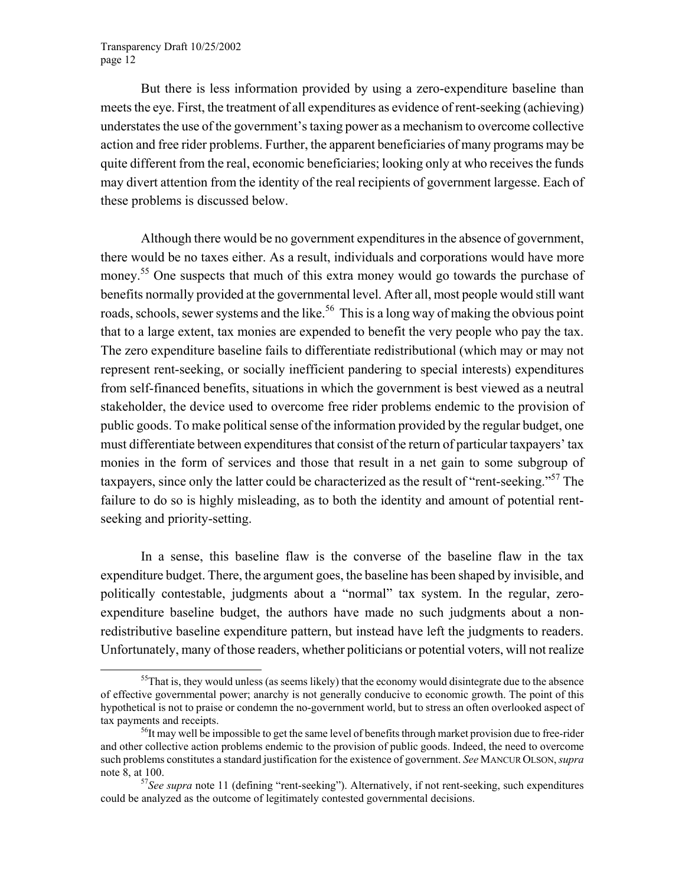But there is less information provided by using a zero-expenditure baseline than meets the eye. First, the treatment of all expenditures as evidence of rent-seeking (achieving) understates the use of the government's taxing power as a mechanism to overcome collective action and free rider problems. Further, the apparent beneficiaries of many programs may be quite different from the real, economic beneficiaries; looking only at who receives the funds may divert attention from the identity of the real recipients of government largesse. Each of these problems is discussed below.

Although there would be no government expenditures in the absence of government, there would be no taxes either. As a result, individuals and corporations would have more money.[55] One suspects that much of this extra money would go towards the purchase of benefits normally provided at the governmental level. After all, most people would still want roads, schools, sewer systems and the like.[56] This is a long way of making the obvious point that to a large extent, tax monies are expended to benefit the very people who pay the tax. The zero expenditure baseline fails to differentiate redistributional (which may or may not represent rent-seeking, or socially inefficient pandering to special interests) expenditures from self-financed benefits, situations in which the government is best viewed as a neutral stakeholder, the device used to overcome free rider problems endemic to the provision of public goods. To make political sense of the information provided by the regular budget, one must differentiate between expenditures that consist of the return of particular taxpayers' tax monies in the form of services and those that result in a net gain to some subgroup of taxpayers, since only the latter could be characterized as the result of "rent-seeking."[57] The failure to do so is highly misleading, as to both the identity and amount of potential rent-seeking and priority-setting.

In a sense, this baseline flaw is the converse of the baseline flaw in the tax expenditure budget. There, the argument goes, the baseline has been shaped by invisible, and politically contestable, judgments about a "normal" tax system. In the regular, zero-expenditure baseline budget, the authors have made no such judgments about a non-redistributive baseline expenditure pattern, but instead have left the judgments to readers. Unfortunately, many of those readers, whether politicians or potential voters, will not realize

---

[55] That is, they would unless (as seems likely) that the economy would disintegrate due to the absence of effective governmental power; anarchy is not generally conducive to economic growth. The point of this hypothetical is not to praise or condemn the no-government world, but to stress an often overlooked aspect of tax payments and receipts.

[56] It may well be impossible to get the same level of benefits through market provision due to free-rider and other collective action problems endemic to the provision of public goods. Indeed, the need to overcome such problems constitutes a standard justification for the existence of government. *See* MANCUR OLSON, *supra* note 8, at 100.

[57] *See supra* note 11 (defining "rent-seeking"). Alternatively, if not rent-seeking, such expenditures could be analyzed as the outcome of legitimately contested governmental decisions.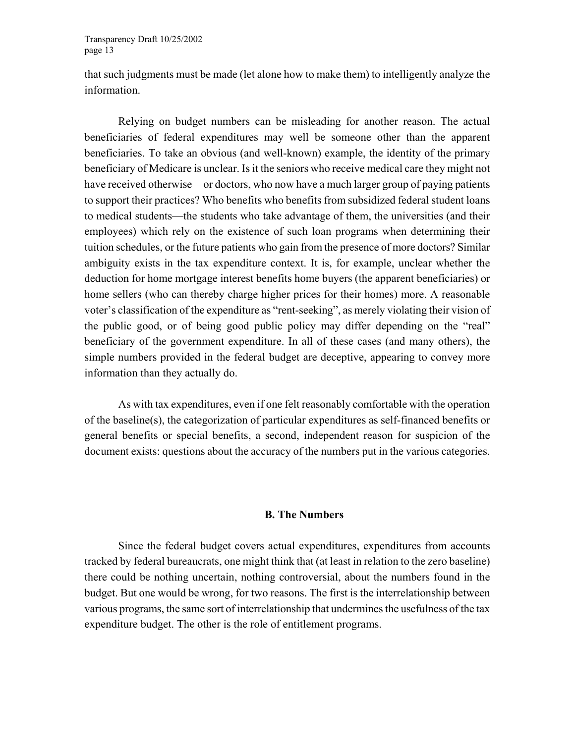that such judgments must be made (let alone how to make them) to intelligently analyze the information.

Relying on budget numbers can be misleading for another reason. The actual beneficiaries of federal expenditures may well be someone other than the apparent beneficiaries. To take an obvious (and well-known) example, the identity of the primary beneficiary of Medicare is unclear. Is it the seniors who receive medical care they might not have received otherwise—or doctors, who now have a much larger group of paying patients to support their practices? Who benefits who benefits from subsidized federal student loans to medical students—the students who take advantage of them, the universities (and their employees) which rely on the existence of such loan programs when determining their tuition schedules, or the future patients who gain from the presence of more doctors? Similar ambiguity exists in the tax expenditure context. It is, for example, unclear whether the deduction for home mortgage interest benefits home buyers (the apparent beneficiaries) or home sellers (who can thereby charge higher prices for their homes) more. A reasonable voter's classification of the expenditure as "rent-seeking", as merely violating their vision of the public good, or of being good public policy may differ depending on the "real" beneficiary of the government expenditure. In all of these cases (and many others), the simple numbers provided in the federal budget are deceptive, appearing to convey more information than they actually do.

As with tax expenditures, even if one felt reasonably comfortable with the operation of the baseline(s), the categorization of particular expenditures as self-financed benefits or general benefits or special benefits, a second, independent reason for suspicion of the document exists: questions about the accuracy of the numbers put in the various categories.

### B. The Numbers

Since the federal budget covers actual expenditures, expenditures from accounts tracked by federal bureaucrats, one might think that (at least in relation to the zero baseline) there could be nothing uncertain, nothing controversial, about the numbers found in the budget. But one would be wrong, for two reasons. The first is the interrelationship between various programs, the same sort of interrelationship that undermines the usefulness of the tax expenditure budget. The other is the role of entitlement programs.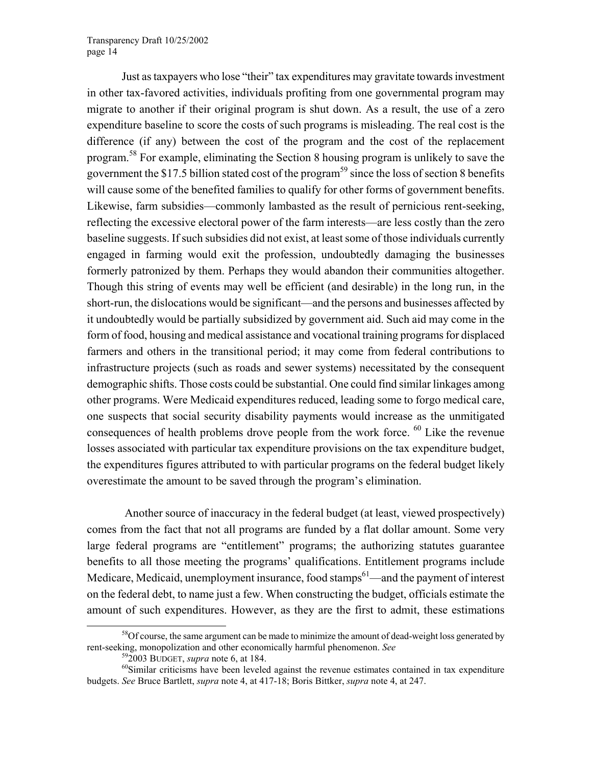Just as taxpayers who lose "their" tax expenditures may gravitate towards investment in other tax-favored activities, individuals profiting from one governmental program may migrate to another if their original program is shut down. As a result, the use of a zero expenditure baseline to score the costs of such programs is misleading. The real cost is the difference (if any) between the cost of the program and the cost of the replacement program.[58] For example, eliminating the Section 8 housing program is unlikely to save the government the $17.5 billion stated cost of the program[59] since the loss of section 8 benefits will cause some of the benefited families to qualify for other forms of government benefits. Likewise, farm subsidies—commonly lambasted as the result of pernicious rent-seeking, reflecting the excessive electoral power of the farm interests—are less costly than the zero baseline suggests. If such subsidies did not exist, at least some of those individuals currently engaged in farming would exit the profession, undoubtedly damaging the businesses formerly patronized by them. Perhaps they would abandon their communities altogether. Though this string of events may well be efficient (and desirable) in the long run, in the short-run, the dislocations would be significant—and the persons and businesses affected by it undoubtedly would be partially subsidized by government aid. Such aid may come in the form of food, housing and medical assistance and vocational training programs for displaced farmers and others in the transitional period; it may come from federal contributions to infrastructure projects (such as roads and sewer systems) necessitated by the consequent demographic shifts. Those costs could be substantial. One could find similar linkages among other programs. Were Medicaid expenditures reduced, leading some to forgo medical care, one suspects that social security disability payments would increase as the unmitigated consequences of health problems drove people from the work force.[60] Like the revenue losses associated with particular tax expenditure provisions on the tax expenditure budget, the expenditures figures attributed to with particular programs on the federal budget likely overestimate the amount to be saved through the program's elimination.

Another source of inaccuracy in the federal budget (at least, viewed prospectively) comes from the fact that not all programs are funded by a flat dollar amount. Some very large federal programs are "entitlement" programs; the authorizing statutes guarantee benefits to all those meeting the programs' qualifications. Entitlement programs include Medicare, Medicaid, unemployment insurance, food stamps[61]—and the payment of interest on the federal debt, to name just a few. When constructing the budget, officials estimate the amount of such expenditures. However, as they are the first to admit, these estimations

---

[58] Of course, the same argument can be made to minimize the amount of dead-weight loss generated by rent-seeking, monopolization and other economically harmful phenomenon. *See*

[59] 2003 BUDGET, *supra* note 6, at 184.

[60] Similar criticisms have been leveled against the revenue estimates contained in tax expenditure budgets. *See* Bruce Bartlett, *supra* note 4, at 417-18; Boris Bittker, *supra* note 4, at 247.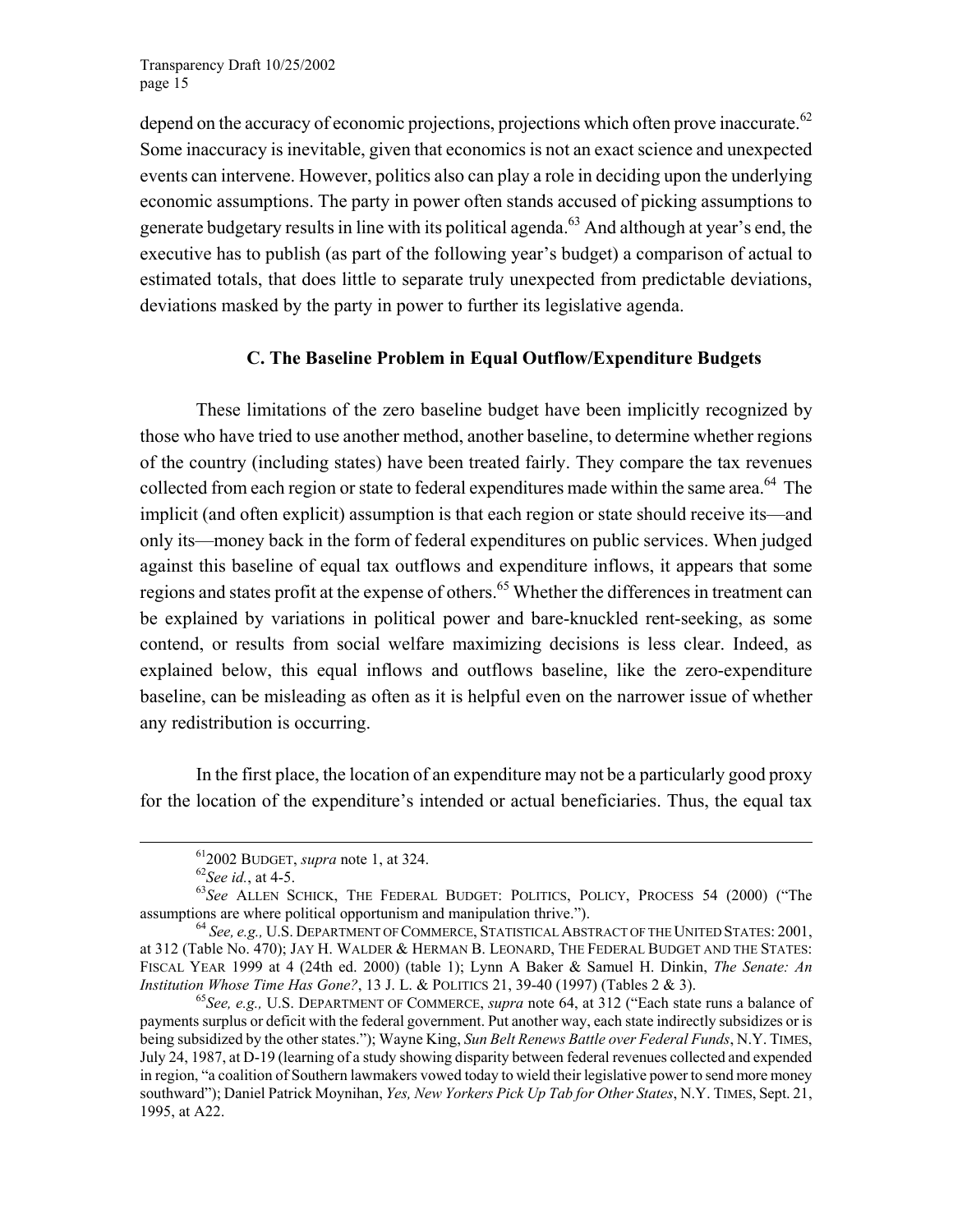depend on the accuracy of economic projections, projections which often prove inaccurate.[62] Some inaccuracy is inevitable, given that economics is not an exact science and unexpected events can intervene. However, politics also can play a role in deciding upon the underlying economic assumptions. The party in power often stands accused of picking assumptions to generate budgetary results in line with its political agenda.[63] And although at year's end, the executive has to publish (as part of the following year's budget) a comparison of actual to estimated totals, that does little to separate truly unexpected from predictable deviations, deviations masked by the party in power to further its legislative agenda.

### C. The Baseline Problem in Equal Outflow/Expenditure Budgets

These limitations of the zero baseline budget have been implicitly recognized by those who have tried to use another method, another baseline, to determine whether regions of the country (including states) have been treated fairly. They compare the tax revenues collected from each region or state to federal expenditures made within the same area.[64] The implicit (and often explicit) assumption is that each region or state should receive its—and only its—money back in the form of federal expenditures on public services. When judged against this baseline of equal tax outflows and expenditure inflows, it appears that some regions and states profit at the expense of others.[65] Whether the differences in treatment can be explained by variations in political power and bare-knuckled rent-seeking, as some contend, or results from social welfare maximizing decisions is less clear. Indeed, as explained below, this equal inflows and outflows baseline, like the zero-expenditure baseline, can be misleading as often as it is helpful even on the narrower issue of whether any redistribution is occurring.

In the first place, the location of an expenditure may not be a particularly good proxy for the location of the expenditure's intended or actual beneficiaries. Thus, the equal tax

---

[61] 2002 BUDGET, *supra* note 1, at 324.

[62] *See id.*, at 4-5.

[63] *See* ALLEN SCHICK, THE FEDERAL BUDGET: POLITICS, POLICY, PROCESS 54 (2000) ("The assumptions are where political opportunism and manipulation thrive.").

[64] *See, e.g.,* U.S. DEPARTMENT OF COMMERCE, STATISTICAL ABSTRACT OF THE UNITED STATES: 2001, at 312 (Table No. 470); JAY H. WALDER & HERMAN B. LEONARD, THE FEDERAL BUDGET AND THE STATES: FISCAL YEAR 1999 at 4 (24th ed. 2000) (table 1); Lynn A Baker & Samuel H. Dinkin, *The Senate: An Institution Whose Time Has Gone?*, 13 J. L. & POLITICS 21, 39-40 (1997) (Tables 2 & 3).

[65] *See, e.g.,* U.S. DEPARTMENT OF COMMERCE, *supra* note 64, at 312 ("Each state runs a balance of payments surplus or deficit with the federal government. Put another way, each state indirectly subsidizes or is being subsidized by the other states."); Wayne King, *Sun Belt Renews Battle over Federal Funds*, N.Y. TIMES, July 24, 1987, at D-19 (learning of a study showing disparity between federal revenues collected and expended in region, "a coalition of Southern lawmakers vowed today to wield their legislative power to send more money southward"); Daniel Patrick Moynihan, *Yes, New Yorkers Pick Up Tab for Other States*, N.Y. TIMES, Sept. 21, 1995, at A22.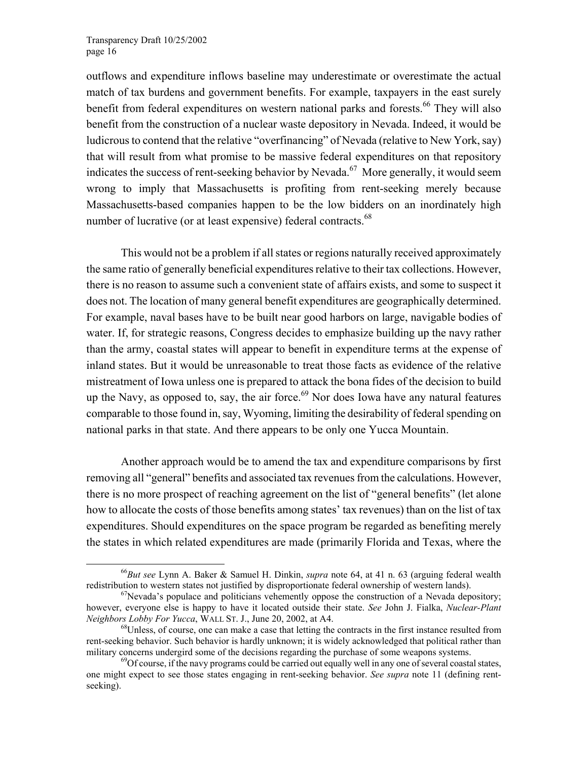outflows and expenditure inflows baseline may underestimate or overestimate the actual match of tax burdens and government benefits. For example, taxpayers in the east surely benefit from federal expenditures on western national parks and forests.[66] They will also benefit from the construction of a nuclear waste depository in Nevada. Indeed, it would be ludicrous to contend that the relative "overfinancing" of Nevada (relative to New York, say) that will result from what promise to be massive federal expenditures on that repository indicates the success of rent-seeking behavior by Nevada.[67] More generally, it would seem wrong to imply that Massachusetts is profiting from rent-seeking merely because Massachusetts-based companies happen to be the low bidders on an inordinately high number of lucrative (or at least expensive) federal contracts.[68]

This would not be a problem if all states or regions naturally received approximately the same ratio of generally beneficial expenditures relative to their tax collections. However, there is no reason to assume such a convenient state of affairs exists, and some to suspect it does not. The location of many general benefit expenditures are geographically determined. For example, naval bases have to be built near good harbors on large, navigable bodies of water. If, for strategic reasons, Congress decides to emphasize building up the navy rather than the army, coastal states will appear to benefit in expenditure terms at the expense of inland states. But it would be unreasonable to treat those facts as evidence of the relative mistreatment of Iowa unless one is prepared to attack the bona fides of the decision to build up the Navy, as opposed to, say, the air force.[69] Nor does Iowa have any natural features comparable to those found in, say, Wyoming, limiting the desirability of federal spending on national parks in that state. And there appears to be only one Yucca Mountain.

Another approach would be to amend the tax and expenditure comparisons by first removing all "general" benefits and associated tax revenues from the calculations. However, there is no more prospect of reaching agreement on the list of "general benefits" (let alone how to allocate the costs of those benefits among states' tax revenues) than on the list of tax expenditures. Should expenditures on the space program be regarded as benefiting merely the states in which related expenditures are made (primarily Florida and Texas, where the

---

[66] *But see* Lynn A. Baker & Samuel H. Dinkin, *supra* note 64, at 41 n. 63 (arguing federal wealth redistribution to western states not justified by disproportionate federal ownership of western lands).

[67] Nevada's populace and politicians vehemently oppose the construction of a Nevada depository; however, everyone else is happy to have it located outside their state. *See* John J. Fialka, *Nuclear-Plant Neighbors Lobby For Yucca*, WALL ST. J., June 20, 2002, at A4.

[68] Unless, of course, one can make a case that letting the contracts in the first instance resulted from rent-seeking behavior. Such behavior is hardly unknown; it is widely acknowledged that political rather than military concerns undergird some of the decisions regarding the purchase of some weapons systems.

[69] Of course, if the navy programs could be carried out equally well in any one of several coastal states, one might expect to see those states engaging in rent-seeking behavior. *See supra* note 11 (defining rent-seeking).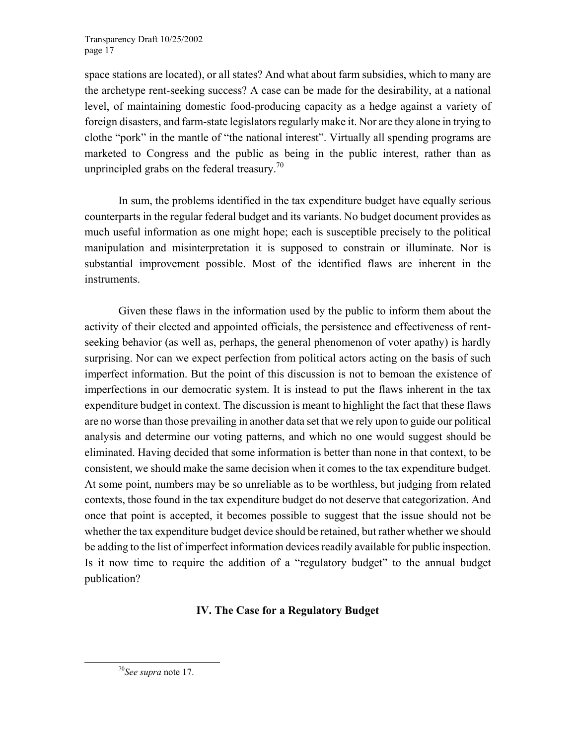space stations are located), or all states? And what about farm subsidies, which to many are the archetype rent-seeking success? A case can be made for the desirability, at a national level, of maintaining domestic food-producing capacity as a hedge against a variety of foreign disasters, and farm-state legislators regularly make it. Nor are they alone in trying to clothe "pork" in the mantle of "the national interest". Virtually all spending programs are marketed to Congress and the public as being in the public interest, rather than as unprincipled grabs on the federal treasury.[70]

In sum, the problems identified in the tax expenditure budget have equally serious counterparts in the regular federal budget and its variants. No budget document provides as much useful information as one might hope; each is susceptible precisely to the political manipulation and misinterpretation it is supposed to constrain or illuminate. Nor is substantial improvement possible. Most of the identified flaws are inherent in the instruments.

Given these flaws in the information used by the public to inform them about the activity of their elected and appointed officials, the persistence and effectiveness of rent-seeking behavior (as well as, perhaps, the general phenomenon of voter apathy) is hardly surprising. Nor can we expect perfection from political actors acting on the basis of such imperfect information. But the point of this discussion is not to bemoan the existence of imperfections in our democratic system. It is instead to put the flaws inherent in the tax expenditure budget in context. The discussion is meant to highlight the fact that these flaws are no worse than those prevailing in another data set that we rely upon to guide our political analysis and determine our voting patterns, and which no one would suggest should be eliminated. Having decided that some information is better than none in that context, to be consistent, we should make the same decision when it comes to the tax expenditure budget. At some point, numbers may be so unreliable as to be worthless, but judging from related contexts, those found in the tax expenditure budget do not deserve that categorization. And once that point is accepted, it becomes possible to suggest that the issue should not be whether the tax expenditure budget device should be retained, but rather whether we should be adding to the list of imperfect information devices readily available for public inspection. Is it now time to require the addition of a "regulatory budget" to the annual budget publication?

## IV. The Case for a Regulatory Budget

[70] *See supra* note 17.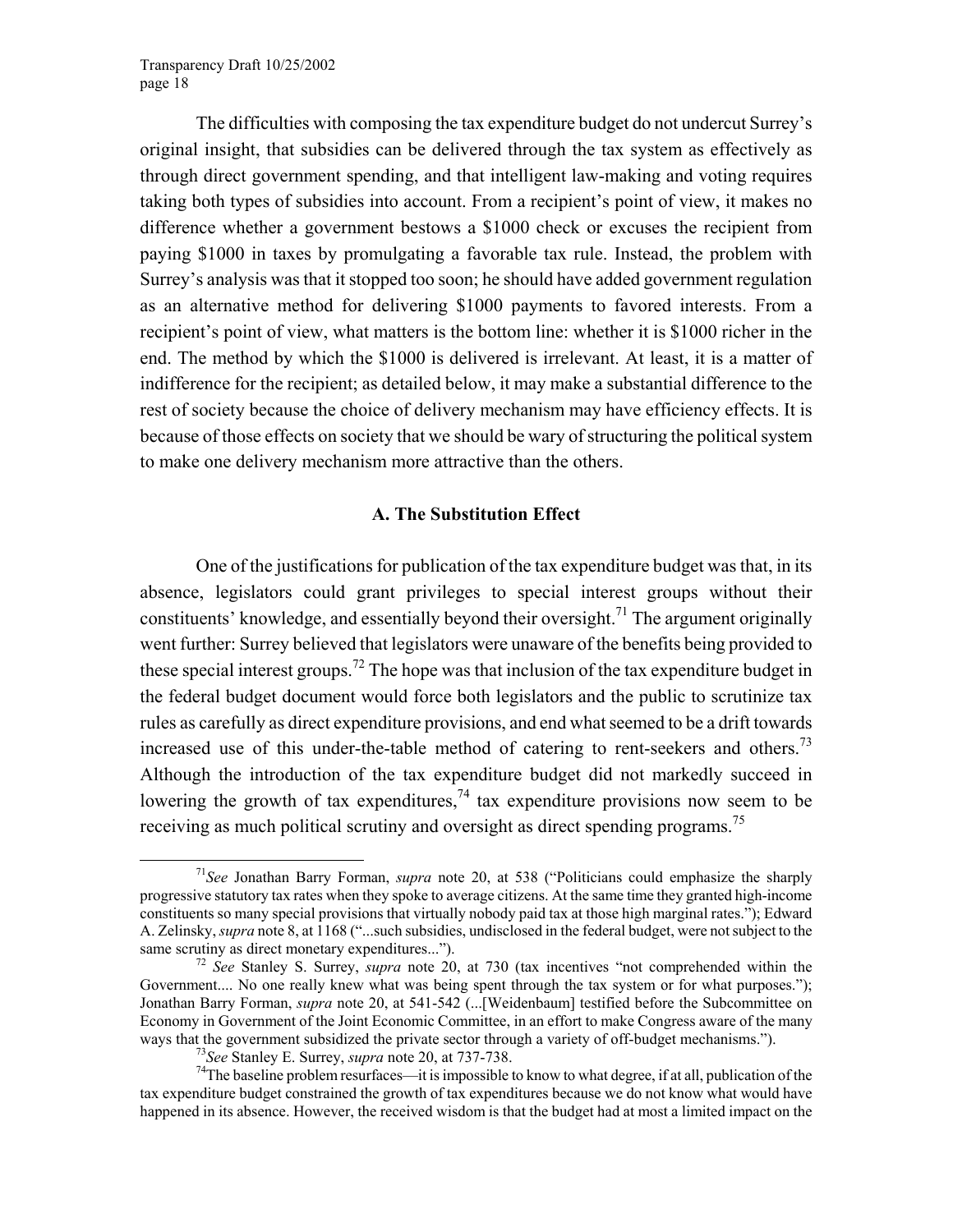The difficulties with composing the tax expenditure budget do not undercut Surrey's original insight, that subsidies can be delivered through the tax system as effectively as through direct government spending, and that intelligent law-making and voting requires taking both types of subsidies into account. From a recipient's point of view, it makes no difference whether a government bestows a \$1000 check or excuses the recipient from paying \$1000 in taxes by promulgating a favorable tax rule. Instead, the problem with Surrey's analysis was that it stopped too soon; he should have added government regulation as an alternative method for delivering \$1000 payments to favored interests. From a recipient's point of view, what matters is the bottom line: whether it is \$1000 richer in the end. The method by which the \$1000 is delivered is irrelevant. At least, it is a matter of indifference for the recipient; as detailed below, it may make a substantial difference to the rest of society because the choice of delivery mechanism may have efficiency effects. It is because of those effects on society that we should be wary of structuring the political system to make one delivery mechanism more attractive than the others.

### A. The Substitution Effect

One of the justifications for publication of the tax expenditure budget was that, in its absence, legislators could grant privileges to special interest groups without their constituents' knowledge, and essentially beyond their oversight.[71] The argument originally went further: Surrey believed that legislators were unaware of the benefits being provided to these special interest groups.[72] The hope was that inclusion of the tax expenditure budget in the federal budget document would force both legislators and the public to scrutinize tax rules as carefully as direct expenditure provisions, and end what seemed to be a drift towards increased use of this under-the-table method of catering to rent-seekers and others.[73] Although the introduction of the tax expenditure budget did not markedly succeed in lowering the growth of tax expenditures,[74] tax expenditure provisions now seem to be receiving as much political scrutiny and oversight as direct spending programs.[75]

---

[71] *See* Jonathan Barry Forman, *supra* note 20, at 538 ("Politicians could emphasize the sharply progressive statutory tax rates when they spoke to average citizens. At the same time they granted high-income constituents so many special provisions that virtually nobody paid tax at those high marginal rates."); Edward A. Zelinsky, *supra* note 8, at 1168 ("...such subsidies, undisclosed in the federal budget, were not subject to the same scrutiny as direct monetary expenditures...").

[72] *See* Stanley S. Surrey, *supra* note 20, at 730 (tax incentives "not comprehended within the Government.... No one really knew what was being spent through the tax system or for what purposes."); Jonathan Barry Forman, *supra* note 20, at 541-542 (...[Weidenbaum] testified before the Subcommittee on Economy in Government of the Joint Economic Committee, in an effort to make Congress aware of the many ways that the government subsidized the private sector through a variety of off-budget mechanisms.").

[73] *See* Stanley E. Surrey, *supra* note 20, at 737-738.

[74] The baseline problem resurfaces—it is impossible to know to what degree, if at all, publication of the tax expenditure budget constrained the growth of tax expenditures because we do not know what would have happened in its absence. However, the received wisdom is that the budget had at most a limited impact on the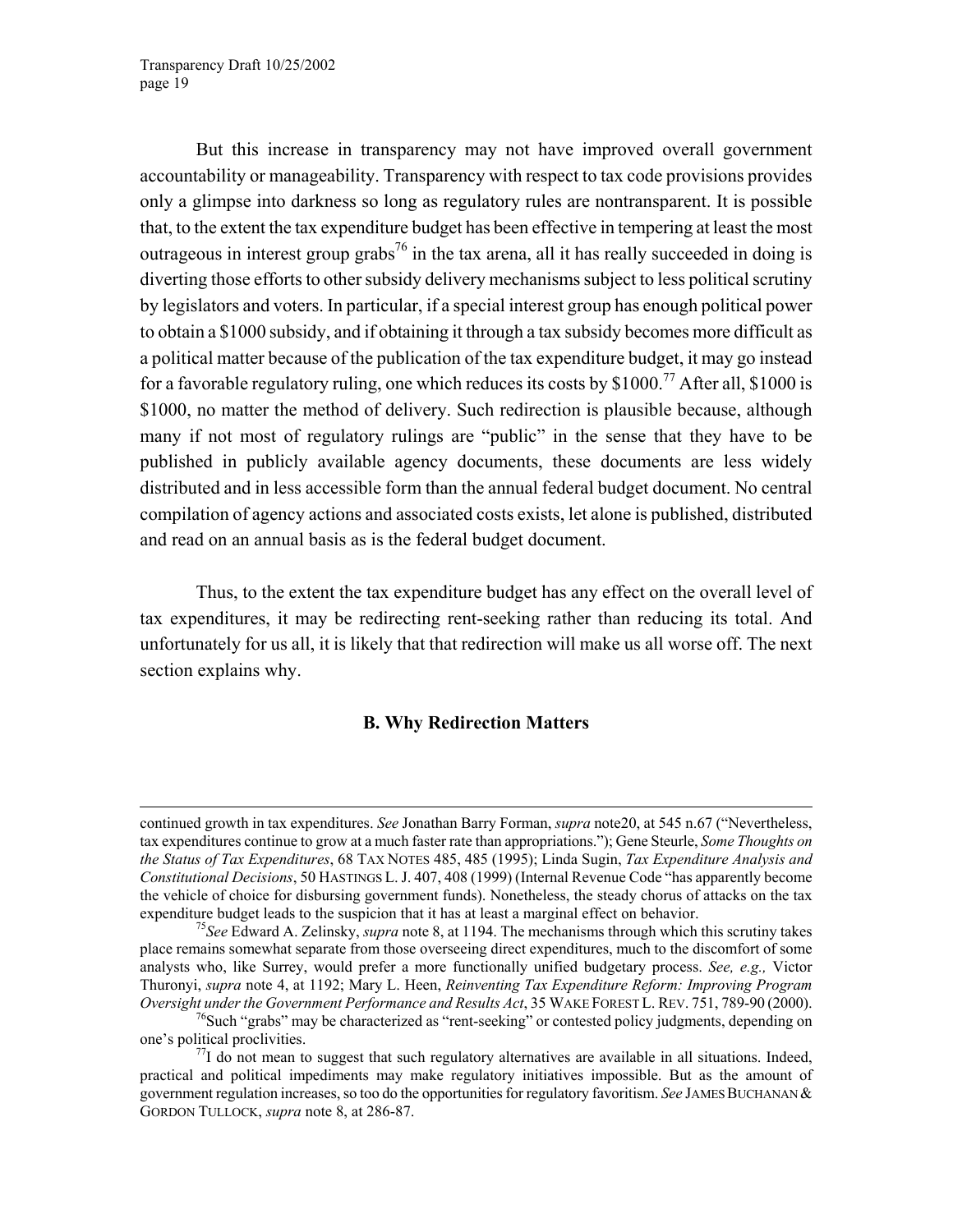But this increase in transparency may not have improved overall government accountability or manageability. Transparency with respect to tax code provisions provides only a glimpse into darkness so long as regulatory rules are nontransparent. It is possible that, to the extent the tax expenditure budget has been effective in tempering at least the most outrageous in interest group grabs[76] in the tax arena, all it has really succeeded in doing is diverting those efforts to other subsidy delivery mechanisms subject to less political scrutiny by legislators and voters. In particular, if a special interest group has enough political power to obtain a $1000 subsidy, and if obtaining it through a tax subsidy becomes more difficult as a political matter because of the publication of the tax expenditure budget, it may go instead for a favorable regulatory ruling, one which reduces its costs by $1000.[77] After all, $1000 is $1000, no matter the method of delivery. Such redirection is plausible because, although many if not most of regulatory rulings are "public" in the sense that they have to be published in publicly available agency documents, these documents are less widely distributed and in less accessible form than the annual federal budget document. No central compilation of agency actions and associated costs exists, let alone is published, distributed and read on an annual basis as is the federal budget document.

Thus, to the extent the tax expenditure budget has any effect on the overall level of tax expenditures, it may be redirecting rent-seeking rather than reducing its total. And unfortunately for us all, it is likely that that redirection will make us all worse off. The next section explains why.

### B. Why Redirection Matters

---

continued growth in tax expenditures. *See* Jonathan Barry Forman, *supra* note20, at 545 n.67 ("Nevertheless, tax expenditures continue to grow at a much faster rate than appropriations."); Gene Steurle, *Some Thoughts on the Status of Tax Expenditures*, 68 TAX NOTES 485, 485 (1995); Linda Sugin, *Tax Expenditure Analysis and Constitutional Decisions*, 50 HASTINGS L. J. 407, 408 (1999) (Internal Revenue Code "has apparently become the vehicle of choice for disbursing government funds). Nonetheless, the steady chorus of attacks on the tax expenditure budget leads to the suspicion that it has at least a marginal effect on behavior.

[75] *See* Edward A. Zelinsky, *supra* note 8, at 1194. The mechanisms through which this scrutiny takes place remains somewhat separate from those overseeing direct expenditures, much to the discomfort of some analysts who, like Surrey, would prefer a more functionally unified budgetary process. *See, e.g.,* Victor Thuronyi, *supra* note 4, at 1192; Mary L. Heen, *Reinventing Tax Expenditure Reform: Improving Program Oversight under the Government Performance and Results Act*, 35 WAKE FOREST L. REV. 751, 789-90 (2000).

[76] Such "grabs" may be characterized as "rent-seeking" or contested policy judgments, depending on one's political proclivities.

[77] I do not mean to suggest that such regulatory alternatives are available in all situations. Indeed, practical and political impediments may make regulatory initiatives impossible. But as the amount of government regulation increases, so too do the opportunities for regulatory favoritism. *See* JAMES BUCHANAN & GORDON TULLOCK, *supra* note 8, at 286-87.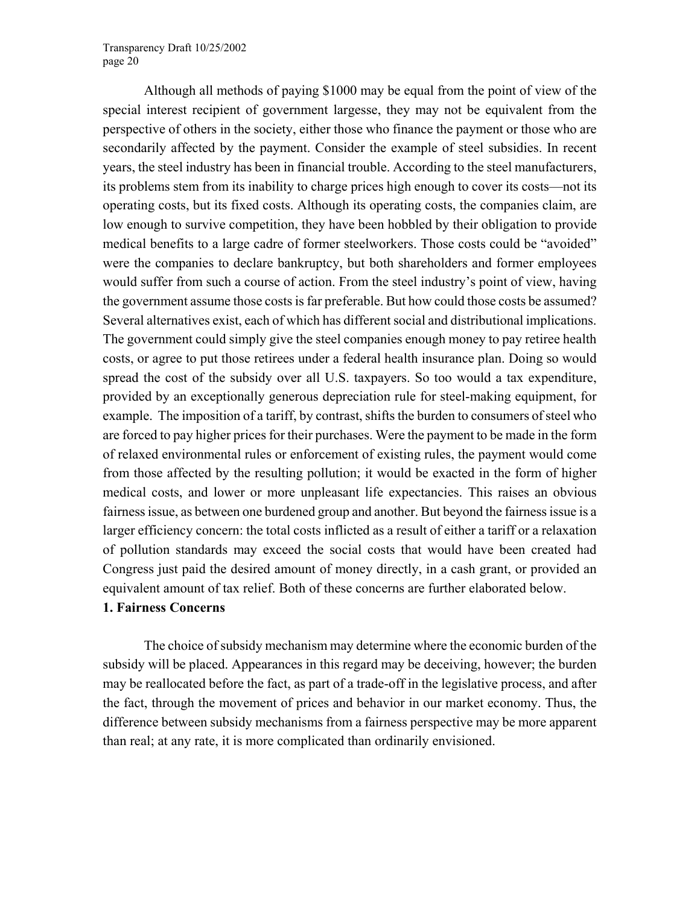Although all methods of paying \$1000 may be equal from the point of view of the special interest recipient of government largesse, they may not be equivalent from the perspective of others in the society, either those who finance the payment or those who are secondarily affected by the payment. Consider the example of steel subsidies. In recent years, the steel industry has been in financial trouble. According to the steel manufacturers, its problems stem from its inability to charge prices high enough to cover its costs—not its operating costs, but its fixed costs. Although its operating costs, the companies claim, are low enough to survive competition, they have been hobbled by their obligation to provide medical benefits to a large cadre of former steelworkers. Those costs could be "avoided" were the companies to declare bankruptcy, but both shareholders and former employees would suffer from such a course of action. From the steel industry's point of view, having the government assume those costs is far preferable. But how could those costs be assumed? Several alternatives exist, each of which has different social and distributional implications. The government could simply give the steel companies enough money to pay retiree health costs, or agree to put those retirees under a federal health insurance plan. Doing so would spread the cost of the subsidy over all U.S. taxpayers. So too would a tax expenditure, provided by an exceptionally generous depreciation rule for steel-making equipment, for example. The imposition of a tariff, by contrast, shifts the burden to consumers of steel who are forced to pay higher prices for their purchases. Were the payment to be made in the form of relaxed environmental rules or enforcement of existing rules, the payment would come from those affected by the resulting pollution; it would be exacted in the form of higher medical costs, and lower or more unpleasant life expectancies. This raises an obvious fairness issue, as between one burdened group and another. But beyond the fairness issue is a larger efficiency concern: the total costs inflicted as a result of either a tariff or a relaxation of pollution standards may exceed the social costs that would have been created had Congress just paid the desired amount of money directly, in a cash grant, or provided an equivalent amount of tax relief. Both of these concerns are further elaborated below.

**1. Fairness Concerns**

The choice of subsidy mechanism may determine where the economic burden of the subsidy will be placed. Appearances in this regard may be deceiving, however; the burden may be reallocated before the fact, as part of a trade-off in the legislative process, and after the fact, through the movement of prices and behavior in our market economy. Thus, the difference between subsidy mechanisms from a fairness perspective may be more apparent than real; at any rate, it is more complicated than ordinarily envisioned.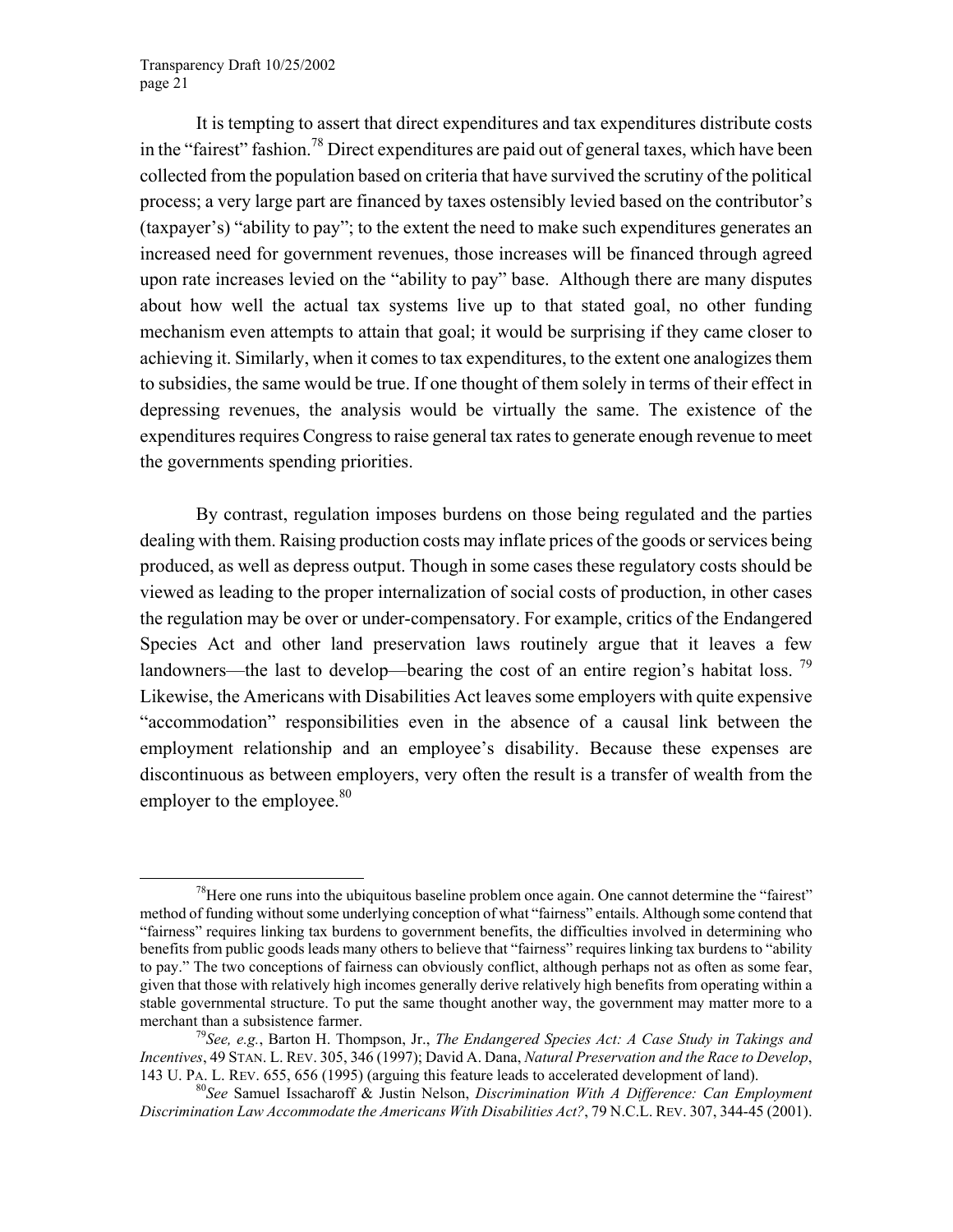It is tempting to assert that direct expenditures and tax expenditures distribute costs in the "fairest" fashion.[78] Direct expenditures are paid out of general taxes, which have been collected from the population based on criteria that have survived the scrutiny of the political process; a very large part are financed by taxes ostensibly levied based on the contributor's (taxpayer's) "ability to pay"; to the extent the need to make such expenditures generates an increased need for government revenues, those increases will be financed through agreed upon rate increases levied on the "ability to pay" base. Although there are many disputes about how well the actual tax systems live up to that stated goal, no other funding mechanism even attempts to attain that goal; it would be surprising if they came closer to achieving it. Similarly, when it comes to tax expenditures, to the extent one analogizes them to subsidies, the same would be true. If one thought of them solely in terms of their effect in depressing revenues, the analysis would be virtually the same. The existence of the expenditures requires Congress to raise general tax rates to generate enough revenue to meet the governments spending priorities.

By contrast, regulation imposes burdens on those being regulated and the parties dealing with them. Raising production costs may inflate prices of the goods or services being produced, as well as depress output. Though in some cases these regulatory costs should be viewed as leading to the proper internalization of social costs of production, in other cases the regulation may be over or under-compensatory. For example, critics of the Endangered Species Act and other land preservation laws routinely argue that it leaves a few landowners—the last to develop—bearing the cost of an entire region's habitat loss.[79] Likewise, the Americans with Disabilities Act leaves some employers with quite expensive "accommodation" responsibilities even in the absence of a causal link between the employment relationship and an employee's disability. Because these expenses are discontinuous as between employers, very often the result is a transfer of wealth from the employer to the employee.[80]

---

[78] Here one runs into the ubiquitous baseline problem once again. One cannot determine the "fairest" method of funding without some underlying conception of what "fairness" entails. Although some contend that "fairness" requires linking tax burdens to government benefits, the difficulties involved in determining who benefits from public goods leads many others to believe that "fairness" requires linking tax burdens to "ability to pay." The two conceptions of fairness can obviously conflict, although perhaps not as often as some fear, given that those with relatively high incomes generally derive relatively high benefits from operating within a stable governmental structure. To put the same thought another way, the government may matter more to a merchant than a subsistence farmer.

[79] *See, e.g.*, Barton H. Thompson, Jr., *The Endangered Species Act: A Case Study in Takings and Incentives*, 49 STAN. L. REV. 305, 346 (1997); David A. Dana, *Natural Preservation and the Race to Develop*, 143 U. PA. L. REV. 655, 656 (1995) (arguing this feature leads to accelerated development of land).

[80] *See* Samuel Issacharoff & Justin Nelson, *Discrimination With A Difference: Can Employment Discrimination Law Accommodate the Americans With Disabilities Act?*, 79 N.C.L. REV. 307, 344-45 (2001).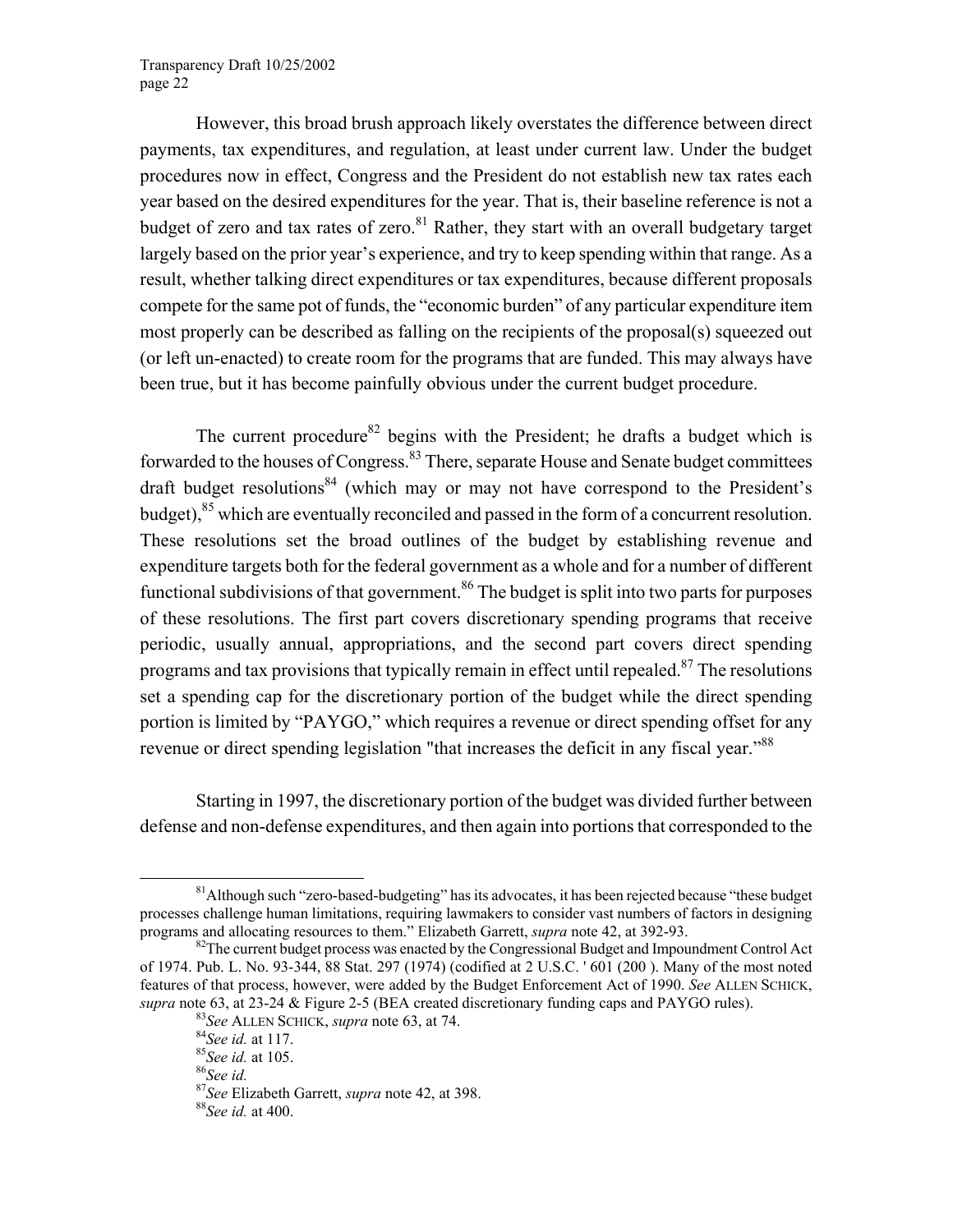However, this broad brush approach likely overstates the difference between direct payments, tax expenditures, and regulation, at least under current law. Under the budget procedures now in effect, Congress and the President do not establish new tax rates each year based on the desired expenditures for the year. That is, their baseline reference is not a budget of zero and tax rates of zero.[81] Rather, they start with an overall budgetary target largely based on the prior year's experience, and try to keep spending within that range. As a result, whether talking direct expenditures or tax expenditures, because different proposals compete for the same pot of funds, the "economic burden" of any particular expenditure item most properly can be described as falling on the recipients of the proposal(s) squeezed out (or left un-enacted) to create room for the programs that are funded. This may always have been true, but it has become painfully obvious under the current budget procedure.

The current procedure[82] begins with the President; he drafts a budget which is forwarded to the houses of Congress.[83] There, separate House and Senate budget committees draft budget resolutions[84] (which may or may not have correspond to the President's budget),[85] which are eventually reconciled and passed in the form of a concurrent resolution. These resolutions set the broad outlines of the budget by establishing revenue and expenditure targets both for the federal government as a whole and for a number of different functional subdivisions of that government.[86] The budget is split into two parts for purposes of these resolutions. The first part covers discretionary spending programs that receive periodic, usually annual, appropriations, and the second part covers direct spending programs and tax provisions that typically remain in effect until repealed.[87] The resolutions set a spending cap for the discretionary portion of the budget while the direct spending portion is limited by "PAYGO," which requires a revenue or direct spending offset for any revenue or direct spending legislation "that increases the deficit in any fiscal year."[88]

Starting in 1997, the discretionary portion of the budget was divided further between defense and non-defense expenditures, and then again into portions that corresponded to the

---

[81] Although such "zero-based-budgeting" has its advocates, it has been rejected because "these budget processes challenge human limitations, requiring lawmakers to consider vast numbers of factors in designing programs and allocating resources to them." Elizabeth Garrett, *supra* note 42, at 392-93.

[82] The current budget process was enacted by the Congressional Budget and Impoundment Control Act of 1974. Pub. L. No. 93-344, 88 Stat. 297 (1974) (codified at 2 U.S.C. ' 601 (200 ). Many of the most noted features of that process, however, were added by the Budget Enforcement Act of 1990. *See* ALLEN SCHICK, *supra* note 63, at 23-24 & Figure 2-5 (BEA created discretionary funding caps and PAYGO rules).

[83] *See* ALLEN SCHICK, *supra* note 63, at 74.

[84] *See id.* at 117.

[85] *See id.* at 105.

[86] *See id.*

[87] *See* Elizabeth Garrett, *supra* note 42, at 398.

[88] *See id.* at 400.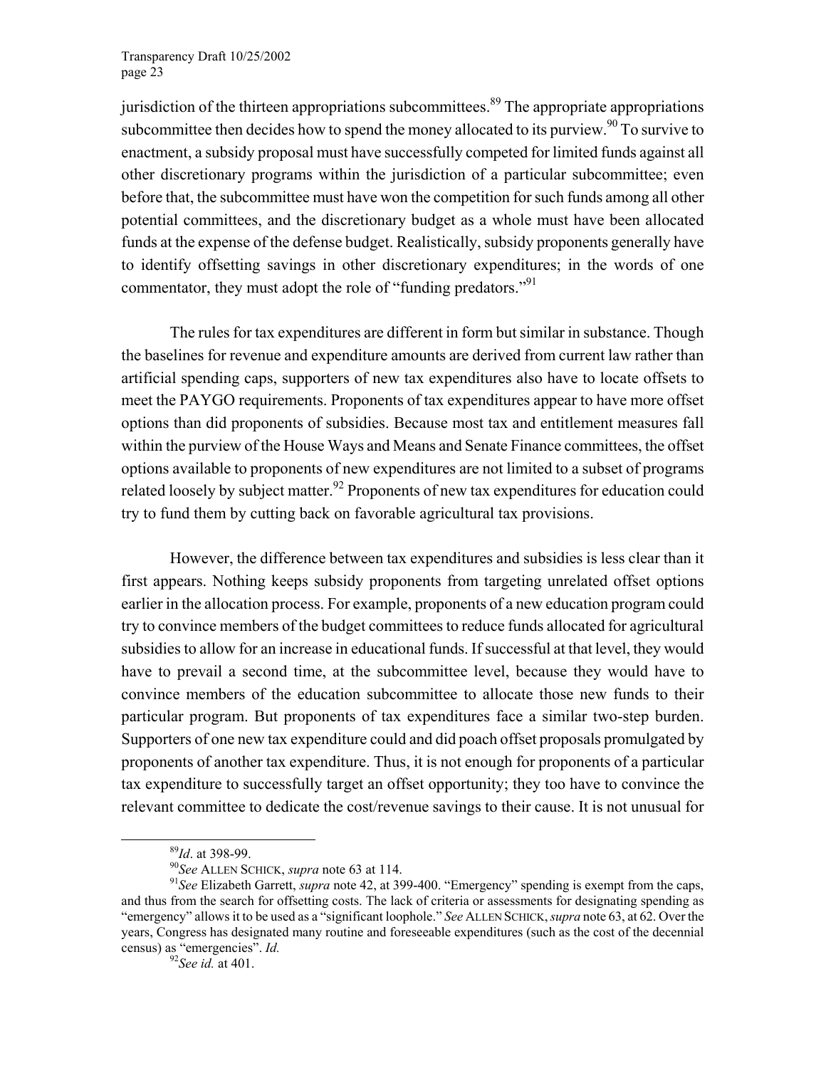jurisdiction of the thirteen appropriations subcommittees.[89] The appropriate appropriations subcommittee then decides how to spend the money allocated to its purview.[90] To survive to enactment, a subsidy proposal must have successfully competed for limited funds against all other discretionary programs within the jurisdiction of a particular subcommittee; even before that, the subcommittee must have won the competition for such funds among all other potential committees, and the discretionary budget as a whole must have been allocated funds at the expense of the defense budget. Realistically, subsidy proponents generally have to identify offsetting savings in other discretionary expenditures; in the words of one commentator, they must adopt the role of "funding predators."[91]

The rules for tax expenditures are different in form but similar in substance. Though the baselines for revenue and expenditure amounts are derived from current law rather than artificial spending caps, supporters of new tax expenditures also have to locate offsets to meet the PAYGO requirements. Proponents of tax expenditures appear to have more offset options than did proponents of subsidies. Because most tax and entitlement measures fall within the purview of the House Ways and Means and Senate Finance committees, the offset options available to proponents of new expenditures are not limited to a subset of programs related loosely by subject matter.[92] Proponents of new tax expenditures for education could try to fund them by cutting back on favorable agricultural tax provisions.

However, the difference between tax expenditures and subsidies is less clear than it first appears. Nothing keeps subsidy proponents from targeting unrelated offset options earlier in the allocation process. For example, proponents of a new education program could try to convince members of the budget committees to reduce funds allocated for agricultural subsidies to allow for an increase in educational funds. If successful at that level, they would have to prevail a second time, at the subcommittee level, because they would have to convince members of the education subcommittee to allocate those new funds to their particular program. But proponents of tax expenditures face a similar two-step burden. Supporters of one new tax expenditure could and did poach offset proposals promulgated by proponents of another tax expenditure. Thus, it is not enough for proponents of a particular tax expenditure to successfully target an offset opportunity; they too have to convince the relevant committee to dedicate the cost/revenue savings to their cause. It is not unusual for

---

[89] *Id*. at 398-99.

[90] *See* ALLEN SCHICK, *supra* note 63 at 114.

[91] *See* Elizabeth Garrett, *supra* note 42, at 399-400. "Emergency" spending is exempt from the caps, and thus from the search for offsetting costs. The lack of criteria or assessments for designating spending as "emergency" allows it to be used as a "significant loophole." *See* ALLEN SCHICK, *supra* note 63, at 62. Over the years, Congress has designated many routine and foreseeable expenditures (such as the cost of the decennial census) as "emergencies". *Id.*

[92] *See id.* at 401.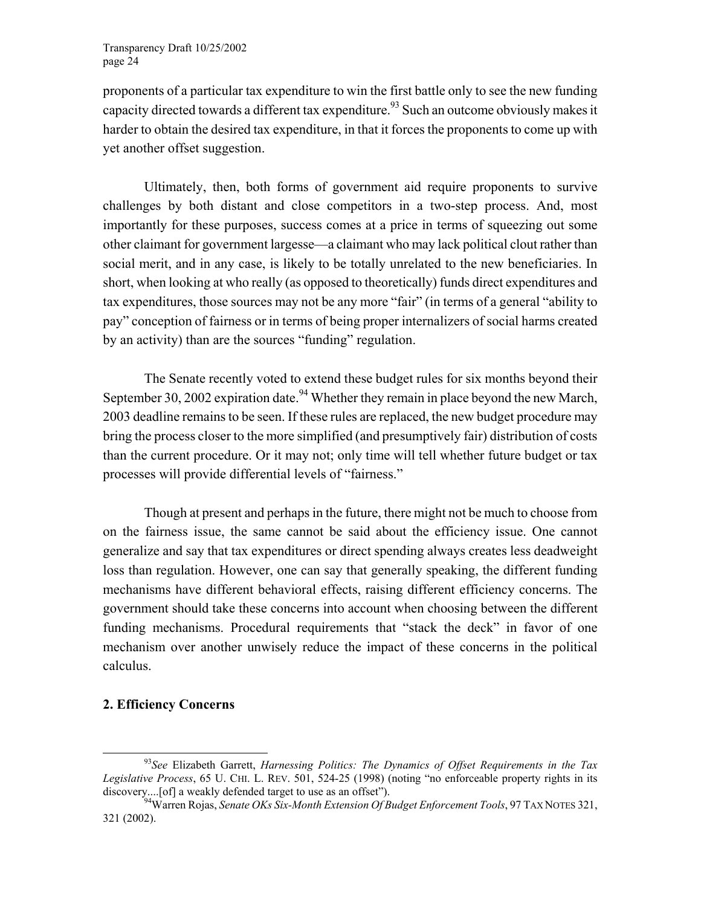proponents of a particular tax expenditure to win the first battle only to see the new funding capacity directed towards a different tax expenditure.[93] Such an outcome obviously makes it harder to obtain the desired tax expenditure, in that it forces the proponents to come up with yet another offset suggestion.

Ultimately, then, both forms of government aid require proponents to survive challenges by both distant and close competitors in a two-step process. And, most importantly for these purposes, success comes at a price in terms of squeezing out some other claimant for government largesse—a claimant who may lack political clout rather than social merit, and in any case, is likely to be totally unrelated to the new beneficiaries. In short, when looking at who really (as opposed to theoretically) funds direct expenditures and tax expenditures, those sources may not be any more "fair" (in terms of a general "ability to pay" conception of fairness or in terms of being proper internalizers of social harms created by an activity) than are the sources "funding" regulation.

The Senate recently voted to extend these budget rules for six months beyond their September 30, 2002 expiration date.[94] Whether they remain in place beyond the new March, 2003 deadline remains to be seen. If these rules are replaced, the new budget procedure may bring the process closer to the more simplified (and presumptively fair) distribution of costs than the current procedure. Or it may not; only time will tell whether future budget or tax processes will provide differential levels of "fairness."

Though at present and perhaps in the future, there might not be much to choose from on the fairness issue, the same cannot be said about the efficiency issue. One cannot generalize and say that tax expenditures or direct spending always creates less deadweight loss than regulation. However, one can say that generally speaking, the different funding mechanisms have different behavioral effects, raising different efficiency concerns. The government should take these concerns into account when choosing between the different funding mechanisms. Procedural requirements that "stack the deck" in favor of one mechanism over another unwisely reduce the impact of these concerns in the political calculus.

**2. Efficiency Concerns**

---

[93] *See* Elizabeth Garrett, *Harnessing Politics: The Dynamics of Offset Requirements in the Tax Legislative Process*, 65 U. CHI. L. REV. 501, 524-25 (1998) (noting "no enforceable property rights in its discovery....[of] a weakly defended target to use as an offset").

[94] Warren Rojas, *Senate OKs Six-Month Extension Of Budget Enforcement Tools*, 97 TAX NOTES 321, 321 (2002).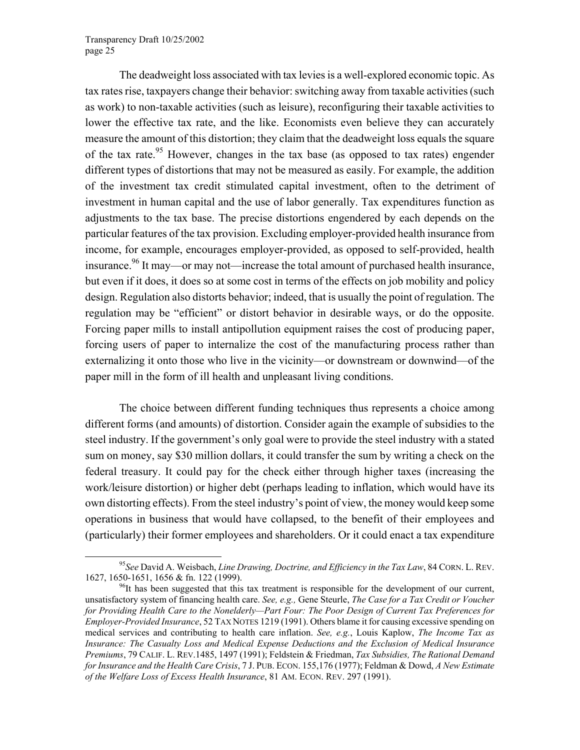The deadweight loss associated with tax levies is a well-explored economic topic. As tax rates rise, taxpayers change their behavior: switching away from taxable activities (such as work) to non-taxable activities (such as leisure), reconfiguring their taxable activities to lower the effective tax rate, and the like. Economists even believe they can accurately measure the amount of this distortion; they claim that the deadweight loss equals the square of the tax rate.[95] However, changes in the tax base (as opposed to tax rates) engender different types of distortions that may not be measured as easily. For example, the addition of the investment tax credit stimulated capital investment, often to the detriment of investment in human capital and the use of labor generally. Tax expenditures function as adjustments to the tax base. The precise distortions engendered by each depends on the particular features of the tax provision. Excluding employer-provided health insurance from income, for example, encourages employer-provided, as opposed to self-provided, health insurance.[96] It may—or may not—increase the total amount of purchased health insurance, but even if it does, it does so at some cost in terms of the effects on job mobility and policy design. Regulation also distorts behavior; indeed, that is usually the point of regulation. The regulation may be "efficient" or distort behavior in desirable ways, or do the opposite. Forcing paper mills to install antipollution equipment raises the cost of producing paper, forcing users of paper to internalize the cost of the manufacturing process rather than externalizing it onto those who live in the vicinity—or downstream or downwind—of the paper mill in the form of ill health and unpleasant living conditions.

The choice between different funding techniques thus represents a choice among different forms (and amounts) of distortion. Consider again the example of subsidies to the steel industry. If the government's only goal were to provide the steel industry with a stated sum on money, say $30 million dollars, it could transfer the sum by writing a check on the federal treasury. It could pay for the check either through higher taxes (increasing the work/leisure distortion) or higher debt (perhaps leading to inflation, which would have its own distorting effects). From the steel industry's point of view, the money would keep some operations in business that would have collapsed, to the benefit of their employees and (particularly) their former employees and shareholders. Or it could enact a tax expenditure

[95] *See* David A. Weisbach, *Line Drawing, Doctrine, and Efficiency in the Tax Law*, 84 CORN. L. REV. 1627, 1650-1651, 1656 & fn. 122 (1999).

[96] It has been suggested that this tax treatment is responsible for the development of our current, unsatisfactory system of financing health care. *See, e.g.,* Gene Steurle, *The Case for a Tax Credit or Voucher for Providing Health Care to the Nonelderly—Part Four: The Poor Design of Current Tax Preferences for Employer-Provided Insurance*, 52 TAX NOTES 1219 (1991). Others blame it for causing excessive spending on medical services and contributing to health care inflation. *See, e.g.*, Louis Kaplow, *The Income Tax as Insurance: The Casualty Loss and Medical Expense Deductions and the Exclusion of Medical Insurance Premiums*, 79 CALIF. L. REV.1485, 1497 (1991); Feldstein & Friedman, *Tax Subsidies, The Rational Demand for Insurance and the Health Care Crisis*, 7 J. PUB. ECON. 155,176 (1977); Feldman & Dowd, *A New Estimate of the Welfare Loss of Excess Health Insurance*, 81 AM. ECON. REV. 297 (1991).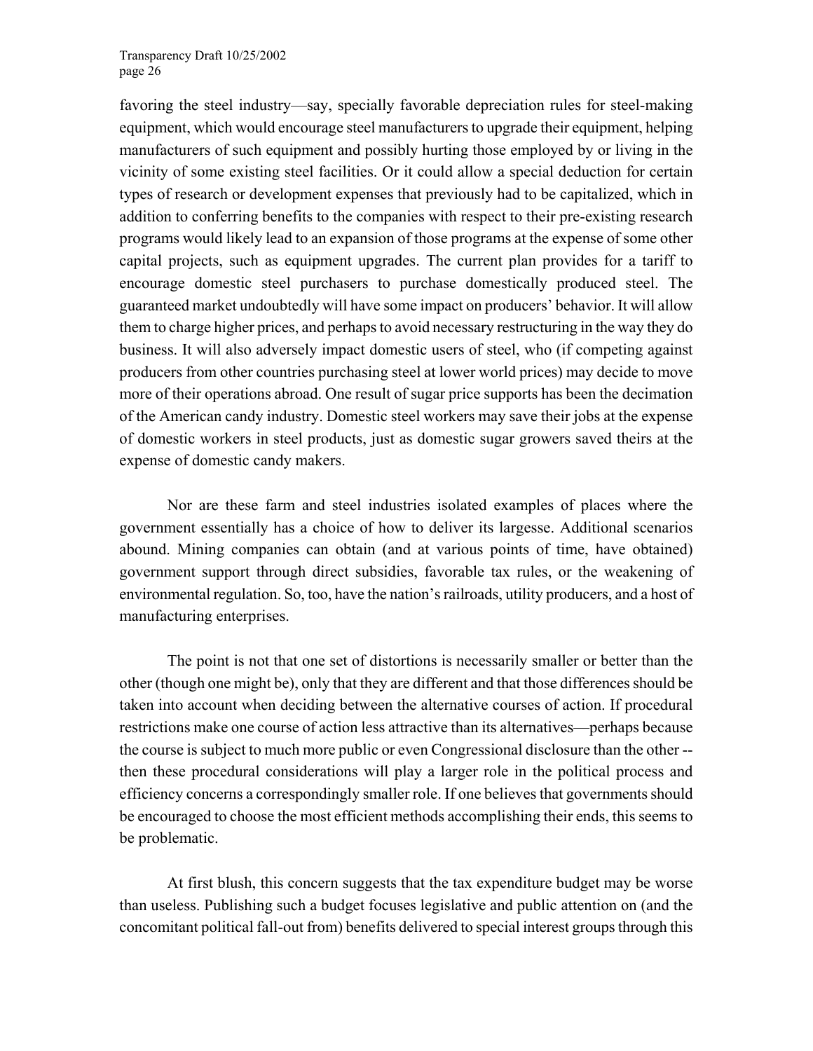favoring the steel industry—say, specially favorable depreciation rules for steel-making equipment, which would encourage steel manufacturers to upgrade their equipment, helping manufacturers of such equipment and possibly hurting those employed by or living in the vicinity of some existing steel facilities. Or it could allow a special deduction for certain types of research or development expenses that previously had to be capitalized, which in addition to conferring benefits to the companies with respect to their pre-existing research programs would likely lead to an expansion of those programs at the expense of some other capital projects, such as equipment upgrades. The current plan provides for a tariff to encourage domestic steel purchasers to purchase domestically produced steel. The guaranteed market undoubtedly will have some impact on producers' behavior. It will allow them to charge higher prices, and perhaps to avoid necessary restructuring in the way they do business. It will also adversely impact domestic users of steel, who (if competing against producers from other countries purchasing steel at lower world prices) may decide to move more of their operations abroad. One result of sugar price supports has been the decimation of the American candy industry. Domestic steel workers may save their jobs at the expense of domestic workers in steel products, just as domestic sugar growers saved theirs at the expense of domestic candy makers.

Nor are these farm and steel industries isolated examples of places where the government essentially has a choice of how to deliver its largesse. Additional scenarios abound. Mining companies can obtain (and at various points of time, have obtained) government support through direct subsidies, favorable tax rules, or the weakening of environmental regulation. So, too, have the nation's railroads, utility producers, and a host of manufacturing enterprises.

The point is not that one set of distortions is necessarily smaller or better than the other (though one might be), only that they are different and that those differences should be taken into account when deciding between the alternative courses of action. If procedural restrictions make one course of action less attractive than its alternatives—perhaps because the course is subject to much more public or even Congressional disclosure than the other -- then these procedural considerations will play a larger role in the political process and efficiency concerns a correspondingly smaller role. If one believes that governments should be encouraged to choose the most efficient methods accomplishing their ends, this seems to be problematic.

At first blush, this concern suggests that the tax expenditure budget may be worse than useless. Publishing such a budget focuses legislative and public attention on (and the concomitant political fall-out from) benefits delivered to special interest groups through this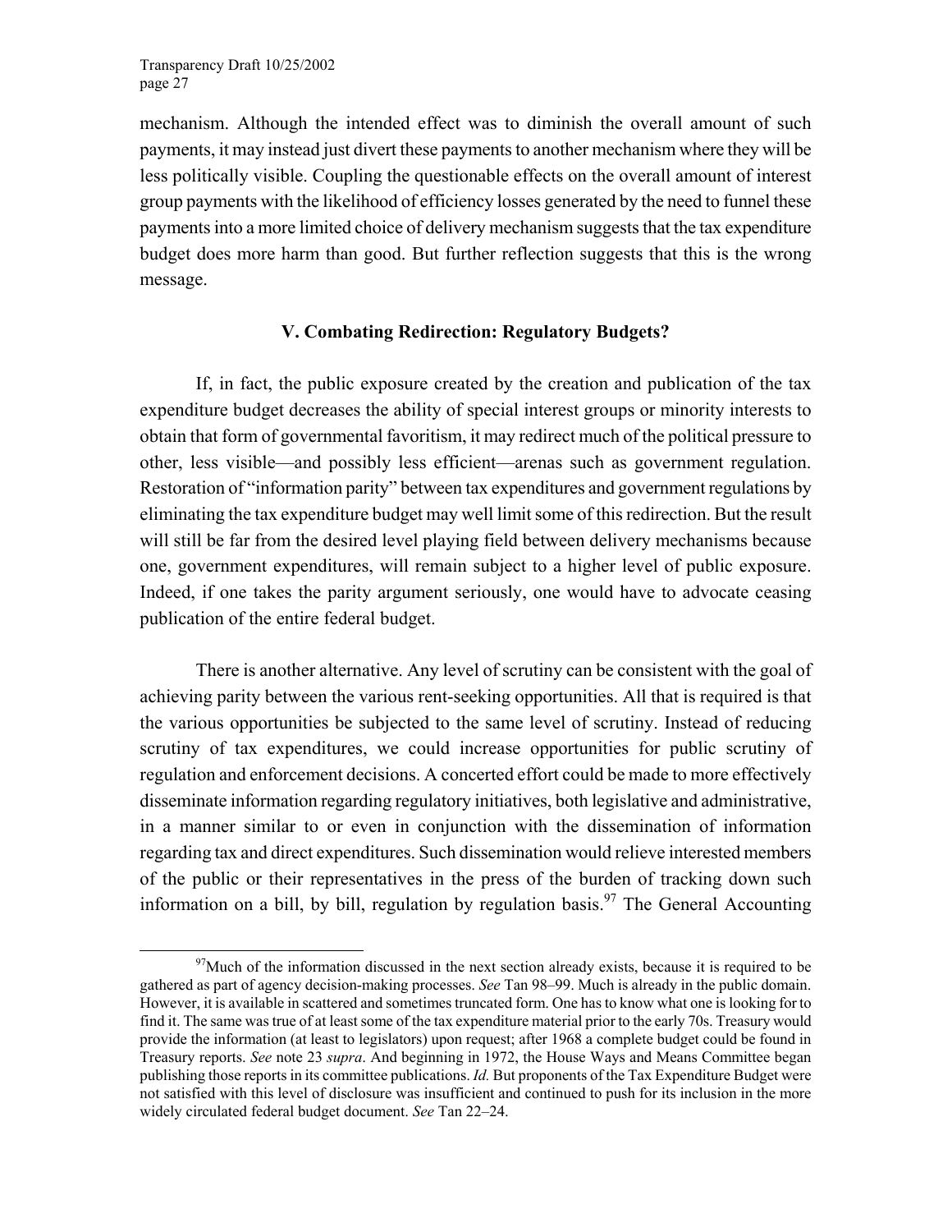mechanism. Although the intended effect was to diminish the overall amount of such payments, it may instead just divert these payments to another mechanism where they will be less politically visible. Coupling the questionable effects on the overall amount of interest group payments with the likelihood of efficiency losses generated by the need to funnel these payments into a more limited choice of delivery mechanism suggests that the tax expenditure budget does more harm than good. But further reflection suggests that this is the wrong message.

## V. Combating Redirection: Regulatory Budgets?

If, in fact, the public exposure created by the creation and publication of the tax expenditure budget decreases the ability of special interest groups or minority interests to obtain that form of governmental favoritism, it may redirect much of the political pressure to other, less visible—and possibly less efficient—arenas such as government regulation. Restoration of "information parity" between tax expenditures and government regulations by eliminating the tax expenditure budget may well limit some of this redirection. But the result will still be far from the desired level playing field between delivery mechanisms because one, government expenditures, will remain subject to a higher level of public exposure. Indeed, if one takes the parity argument seriously, one would have to advocate ceasing publication of the entire federal budget.

There is another alternative. Any level of scrutiny can be consistent with the goal of achieving parity between the various rent-seeking opportunities. All that is required is that the various opportunities be subjected to the same level of scrutiny. Instead of reducing scrutiny of tax expenditures, we could increase opportunities for public scrutiny of regulation and enforcement decisions. A concerted effort could be made to more effectively disseminate information regarding regulatory initiatives, both legislative and administrative, in a manner similar to or even in conjunction with the dissemination of information regarding tax and direct expenditures. Such dissemination would relieve interested members of the public or their representatives in the press of the burden of tracking down such information on a bill, by bill, regulation by regulation basis.[97] The General Accounting

[97] Much of the information discussed in the next section already exists, because it is required to be gathered as part of agency decision-making processes. *See* Tan 98–99. Much is already in the public domain. However, it is available in scattered and sometimes truncated form. One has to know what one is looking for to find it. The same was true of at least some of the tax expenditure material prior to the early 70s. Treasury would provide the information (at least to legislators) upon request; after 1968 a complete budget could be found in Treasury reports. *See* note 23 *supra*. And beginning in 1972, the House Ways and Means Committee began publishing those reports in its committee publications. *Id.* But proponents of the Tax Expenditure Budget were not satisfied with this level of disclosure was insufficient and continued to push for its inclusion in the more widely circulated federal budget document. *See* Tan 22–24.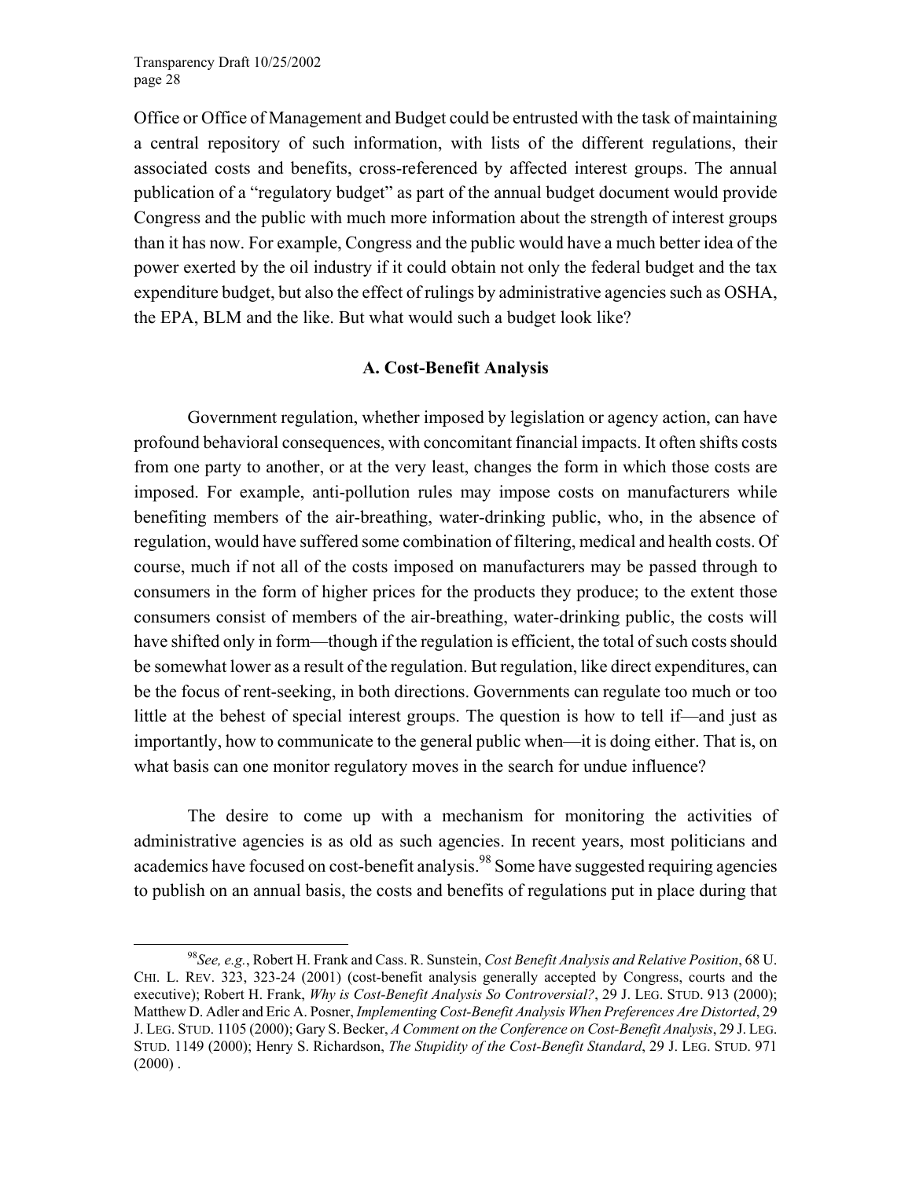Office or Office of Management and Budget could be entrusted with the task of maintaining a central repository of such information, with lists of the different regulations, their associated costs and benefits, cross-referenced by affected interest groups. The annual publication of a "regulatory budget" as part of the annual budget document would provide Congress and the public with much more information about the strength of interest groups than it has now. For example, Congress and the public would have a much better idea of the power exerted by the oil industry if it could obtain not only the federal budget and the tax expenditure budget, but also the effect of rulings by administrative agencies such as OSHA, the EPA, BLM and the like. But what would such a budget look like?

### A. Cost-Benefit Analysis

Government regulation, whether imposed by legislation or agency action, can have profound behavioral consequences, with concomitant financial impacts. It often shifts costs from one party to another, or at the very least, changes the form in which those costs are imposed. For example, anti-pollution rules may impose costs on manufacturers while benefiting members of the air-breathing, water-drinking public, who, in the absence of regulation, would have suffered some combination of filtering, medical and health costs. Of course, much if not all of the costs imposed on manufacturers may be passed through to consumers in the form of higher prices for the products they produce; to the extent those consumers consist of members of the air-breathing, water-drinking public, the costs will have shifted only in form—though if the regulation is efficient, the total of such costs should be somewhat lower as a result of the regulation. But regulation, like direct expenditures, can be the focus of rent-seeking, in both directions. Governments can regulate too much or too little at the behest of special interest groups. The question is how to tell if—and just as importantly, how to communicate to the general public when—it is doing either. That is, on what basis can one monitor regulatory moves in the search for undue influence?

The desire to come up with a mechanism for monitoring the activities of administrative agencies is as old as such agencies. In recent years, most politicians and academics have focused on cost-benefit analysis.[98] Some have suggested requiring agencies to publish on an annual basis, the costs and benefits of regulations put in place during that

---

[98]*See, e.g.*, Robert H. Frank and Cass. R. Sunstein, *Cost Benefit Analysis and Relative Position*, 68 U. CHI. L. REV. 323, 323-24 (2001) (cost-benefit analysis generally accepted by Congress, courts and the executive); Robert H. Frank, *Why is Cost-Benefit Analysis So Controversial?*, 29 J. LEG. STUD. 913 (2000); Matthew D. Adler and Eric A. Posner, *Implementing Cost-Benefit Analysis When Preferences Are Distorted*, 29 J. LEG. STUD. 1105 (2000); Gary S. Becker, *A Comment on the Conference on Cost-Benefit Analysis*, 29 J. LEG. STUD. 1149 (2000); Henry S. Richardson, *The Stupidity of the Cost-Benefit Standard*, 29 J. LEG. STUD. 971 (2000) .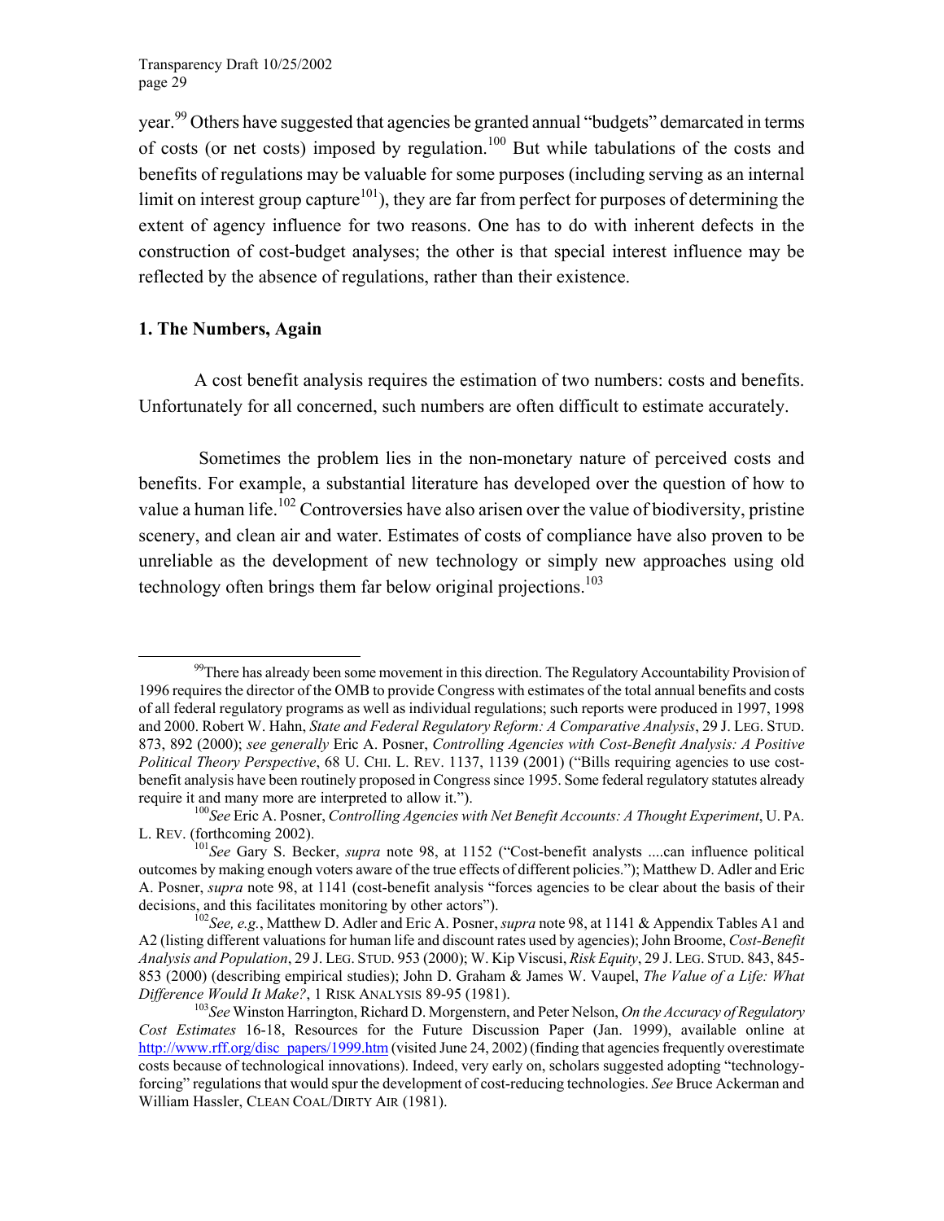year.[99] Others have suggested that agencies be granted annual "budgets" demarcated in terms of costs (or net costs) imposed by regulation.[100] But while tabulations of the costs and benefits of regulations may be valuable for some purposes (including serving as an internal limit on interest group capture[101]), they are far from perfect for purposes of determining the extent of agency influence for two reasons. One has to do with inherent defects in the construction of cost-budget analyses; the other is that special interest influence may be reflected by the absence of regulations, rather than their existence.

### 1. The Numbers, Again

A cost benefit analysis requires the estimation of two numbers: costs and benefits. Unfortunately for all concerned, such numbers are often difficult to estimate accurately.

Sometimes the problem lies in the non-monetary nature of perceived costs and benefits. For example, a substantial literature has developed over the question of how to value a human life.[102] Controversies have also arisen over the value of biodiversity, pristine scenery, and clean air and water. Estimates of costs of compliance have also proven to be unreliable as the development of new technology or simply new approaches using old technology often brings them far below original projections.[103]

---

[99] There has already been some movement in this direction. The Regulatory Accountability Provision of 1996 requires the director of the OMB to provide Congress with estimates of the total annual benefits and costs of all federal regulatory programs as well as individual regulations; such reports were produced in 1997, 1998 and 2000. Robert W. Hahn, *State and Federal Regulatory Reform: A Comparative Analysis*, 29 J. LEG. STUD. 873, 892 (2000); *see generally* Eric A. Posner, *Controlling Agencies with Cost-Benefit Analysis: A Positive Political Theory Perspective*, 68 U. CHI. L. REV. 1137, 1139 (2001) ("Bills requiring agencies to use cost-benefit analysis have been routinely proposed in Congress since 1995. Some federal regulatory statutes already require it and many more are interpreted to allow it.").

[100] *See* Eric A. Posner, *Controlling Agencies with Net Benefit Accounts: A Thought Experiment*, U. PA. L. REV. (forthcoming 2002).

[101] *See* Gary S. Becker, *supra* note 98, at 1152 ("Cost-benefit analysts ....can influence political outcomes by making enough voters aware of the true effects of different policies."); Matthew D. Adler and Eric A. Posner, *supra* note 98, at 1141 (cost-benefit analysis "forces agencies to be clear about the basis of their decisions, and this facilitates monitoring by other actors").

[102] *See, e.g.*, Matthew D. Adler and Eric A. Posner, *supra* note 98, at 1141 & Appendix Tables A1 and A2 (listing different valuations for human life and discount rates used by agencies); John Broome, *Cost-Benefit Analysis and Population*, 29 J. LEG. STUD. 953 (2000); W. Kip Viscusi, *Risk Equity*, 29 J. LEG. STUD. 843, 845-853 (2000) (describing empirical studies); John D. Graham & James W. Vaupel, *The Value of a Life: What Difference Would It Make?*, 1 RISK ANALYSIS 89-95 (1981).

[103] *See* Winston Harrington, Richard D. Morgenstern, and Peter Nelson, *On the Accuracy of Regulatory Cost Estimates* 16-18, Resources for the Future Discussion Paper (Jan. 1999), available online at http://www.rff.org/disc_papers/1999.htm (visited June 24, 2002) (finding that agencies frequently overestimate costs because of technological innovations). Indeed, very early on, scholars suggested adopting "technology-forcing" regulations that would spur the development of cost-reducing technologies. *See* Bruce Ackerman and William Hassler, CLEAN COAL/DIRTY AIR (1981).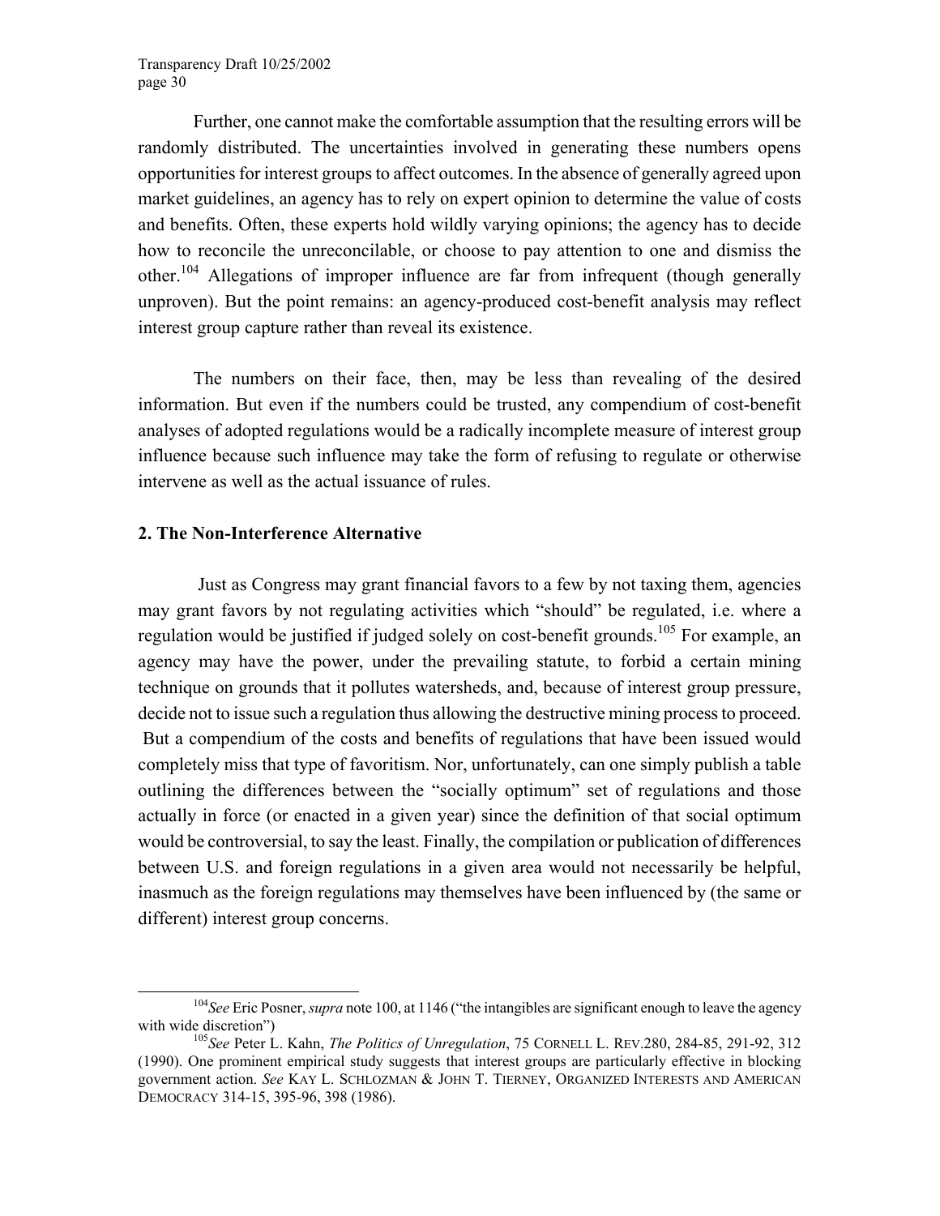Further, one cannot make the comfortable assumption that the resulting errors will be randomly distributed. The uncertainties involved in generating these numbers opens opportunities for interest groups to affect outcomes. In the absence of generally agreed upon market guidelines, an agency has to rely on expert opinion to determine the value of costs and benefits. Often, these experts hold wildly varying opinions; the agency has to decide how to reconcile the unreconcilable, or choose to pay attention to one and dismiss the other.[104] Allegations of improper influence are far from infrequent (though generally unproven). But the point remains: an agency-produced cost-benefit analysis may reflect interest group capture rather than reveal its existence.

The numbers on their face, then, may be less than revealing of the desired information. But even if the numbers could be trusted, any compendium of cost-benefit analyses of adopted regulations would be a radically incomplete measure of interest group influence because such influence may take the form of refusing to regulate or otherwise intervene as well as the actual issuance of rules.

### 2. The Non-Interference Alternative

Just as Congress may grant financial favors to a few by not taxing them, agencies may grant favors by not regulating activities which "should" be regulated, i.e. where a regulation would be justified if judged solely on cost-benefit grounds.[105] For example, an agency may have the power, under the prevailing statute, to forbid a certain mining technique on grounds that it pollutes watersheds, and, because of interest group pressure, decide not to issue such a regulation thus allowing the destructive mining process to proceed. But a compendium of the costs and benefits of regulations that have been issued would completely miss that type of favoritism. Nor, unfortunately, can one simply publish a table outlining the differences between the "socially optimum" set of regulations and those actually in force (or enacted in a given year) since the definition of that social optimum would be controversial, to say the least. Finally, the compilation or publication of differences between U.S. and foreign regulations in a given area would not necessarily be helpful, inasmuch as the foreign regulations may themselves have been influenced by (the same or different) interest group concerns.

---

[104] *See* Eric Posner, *supra* note 100, at 1146 ("the intangibles are significant enough to leave the agency with wide discretion")

[105] *See* Peter L. Kahn, *The Politics of Unregulation*, 75 CORNELL L. REV.280, 284-85, 291-92, 312 (1990). One prominent empirical study suggests that interest groups are particularly effective in blocking government action. *See* KAY L. SCHLOZMAN & JOHN T. TIERNEY, ORGANIZED INTERESTS AND AMERICAN DEMOCRACY 314-15, 395-96, 398 (1986).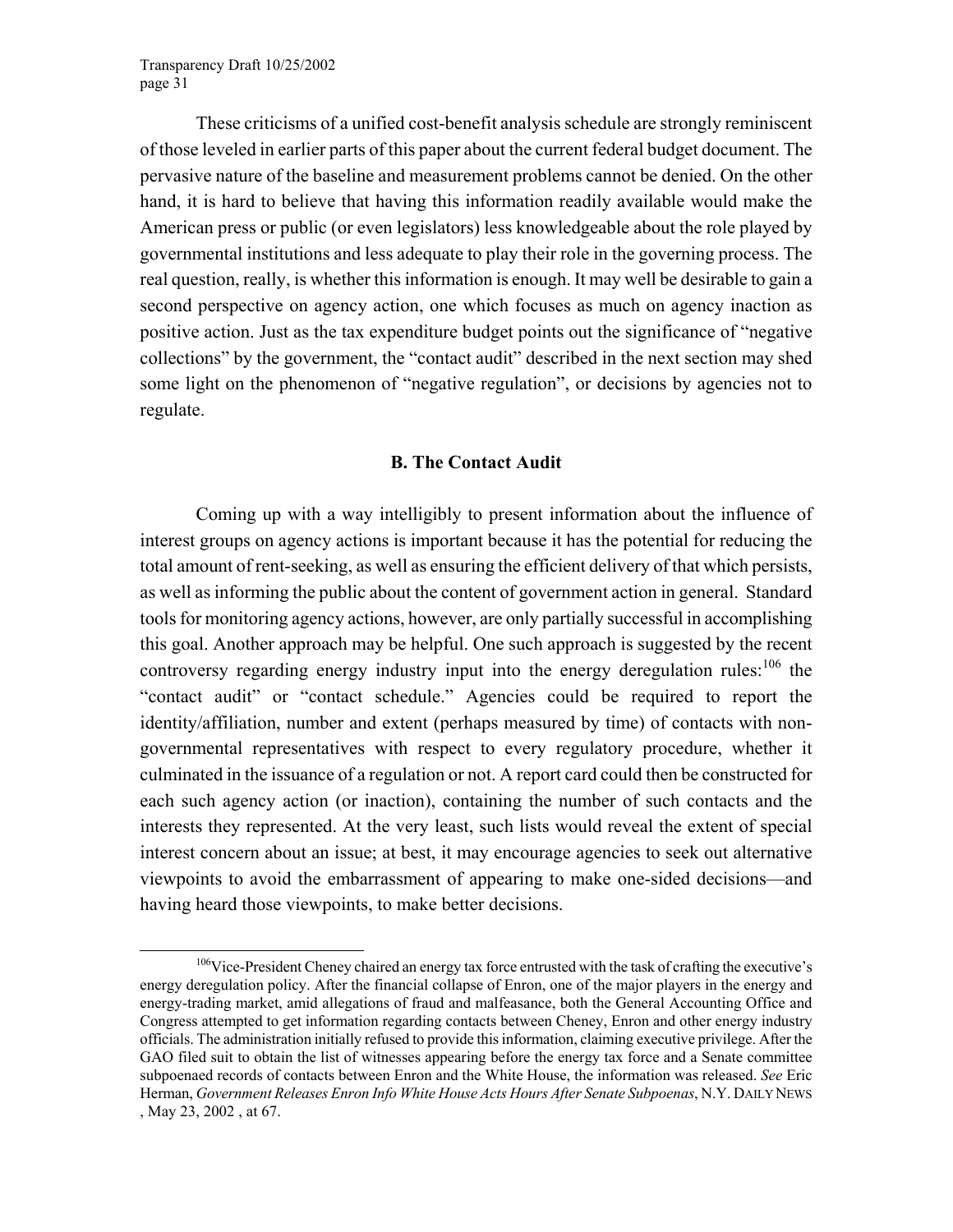These criticisms of a unified cost-benefit analysis schedule are strongly reminiscent of those leveled in earlier parts of this paper about the current federal budget document. The pervasive nature of the baseline and measurement problems cannot be denied. On the other hand, it is hard to believe that having this information readily available would make the American press or public (or even legislators) less knowledgeable about the role played by governmental institutions and less adequate to play their role in the governing process. The real question, really, is whether this information is enough. It may well be desirable to gain a second perspective on agency action, one which focuses as much on agency inaction as positive action. Just as the tax expenditure budget points out the significance of "negative collections" by the government, the "contact audit" described in the next section may shed some light on the phenomenon of "negative regulation", or decisions by agencies not to regulate.

### B. The Contact Audit

Coming up with a way intelligibly to present information about the influence of interest groups on agency actions is important because it has the potential for reducing the total amount of rent-seeking, as well as ensuring the efficient delivery of that which persists, as well as informing the public about the content of government action in general. Standard tools for monitoring agency actions, however, are only partially successful in accomplishing this goal. Another approach may be helpful. One such approach is suggested by the recent controversy regarding energy industry input into the energy deregulation rules:[106] the "contact audit" or "contact schedule." Agencies could be required to report the identity/affiliation, number and extent (perhaps measured by time) of contacts with non-governmental representatives with respect to every regulatory procedure, whether it culminated in the issuance of a regulation or not. A report card could then be constructed for each such agency action (or inaction), containing the number of such contacts and the interests they represented. At the very least, such lists would reveal the extent of special interest concern about an issue; at best, it may encourage agencies to seek out alternative viewpoints to avoid the embarrassment of appearing to make one-sided decisions—and having heard those viewpoints, to make better decisions.

---

[106] Vice-President Cheney chaired an energy tax force entrusted with the task of crafting the executive's energy deregulation policy. After the financial collapse of Enron, one of the major players in the energy and energy-trading market, amid allegations of fraud and malfeasance, both the General Accounting Office and Congress attempted to get information regarding contacts between Cheney, Enron and other energy industry officials. The administration initially refused to provide this information, claiming executive privilege. After the GAO filed suit to obtain the list of witnesses appearing before the energy tax force and a Senate committee subpoenaed records of contacts between Enron and the White House, the information was released. *See* Eric Herman, *Government Releases Enron Info White House Acts Hours After Senate Subpoenas*, N.Y. DAILY NEWS , May 23, 2002 , at 67.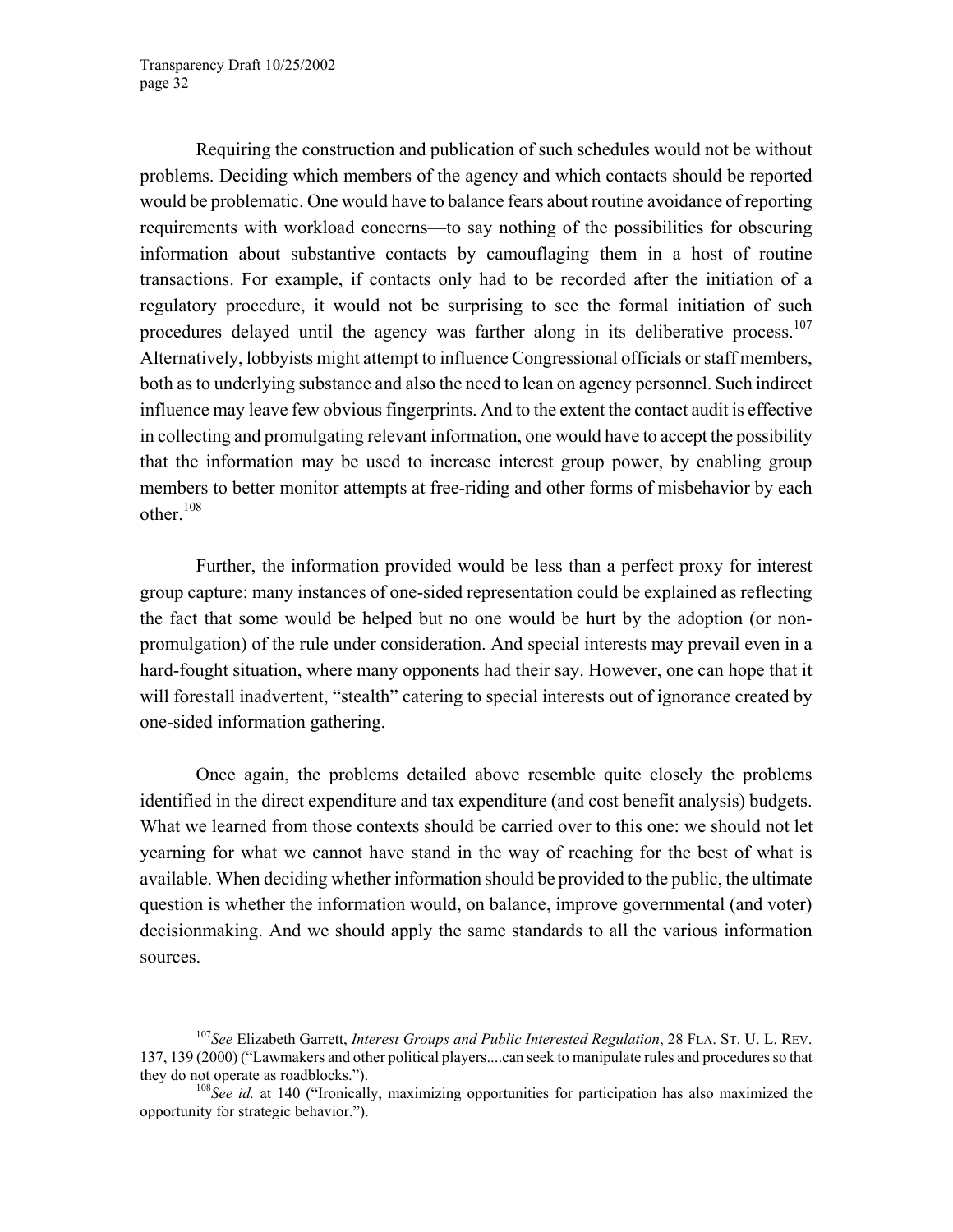Requiring the construction and publication of such schedules would not be without problems. Deciding which members of the agency and which contacts should be reported would be problematic. One would have to balance fears about routine avoidance of reporting requirements with workload concerns—to say nothing of the possibilities for obscuring information about substantive contacts by camouflaging them in a host of routine transactions. For example, if contacts only had to be recorded after the initiation of a regulatory procedure, it would not be surprising to see the formal initiation of such procedures delayed until the agency was farther along in its deliberative process.[107] Alternatively, lobbyists might attempt to influence Congressional officials or staff members, both as to underlying substance and also the need to lean on agency personnel. Such indirect influence may leave few obvious fingerprints. And to the extent the contact audit is effective in collecting and promulgating relevant information, one would have to accept the possibility that the information may be used to increase interest group power, by enabling group members to better monitor attempts at free-riding and other forms of misbehavior by each other.[108]

Further, the information provided would be less than a perfect proxy for interest group capture: many instances of one-sided representation could be explained as reflecting the fact that some would be helped but no one would be hurt by the adoption (or non-promulgation) of the rule under consideration. And special interests may prevail even in a hard-fought situation, where many opponents had their say. However, one can hope that it will forestall inadvertent, "stealth" catering to special interests out of ignorance created by one-sided information gathering.

Once again, the problems detailed above resemble quite closely the problems identified in the direct expenditure and tax expenditure (and cost benefit analysis) budgets. What we learned from those contexts should be carried over to this one: we should not let yearning for what we cannot have stand in the way of reaching for the best of what is available. When deciding whether information should be provided to the public, the ultimate question is whether the information would, on balance, improve governmental (and voter) decisionmaking. And we should apply the same standards to all the various information sources.

[107] *See* Elizabeth Garrett, *Interest Groups and Public Interested Regulation*, 28 FLA. ST. U. L. REV. 137, 139 (2000) ("Lawmakers and other political players....can seek to manipulate rules and procedures so that they do not operate as roadblocks.").

[108] *See id.* at 140 ("Ironically, maximizing opportunities for participation has also maximized the opportunity for strategic behavior.").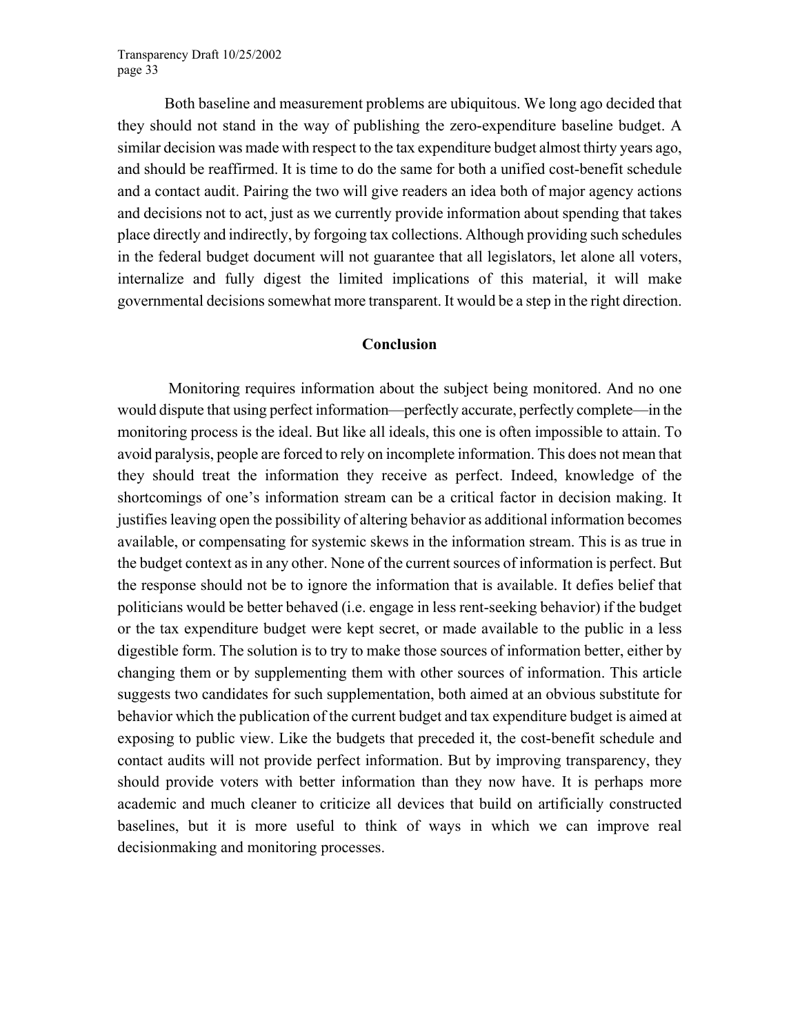Both baseline and measurement problems are ubiquitous. We long ago decided that they should not stand in the way of publishing the zero-expenditure baseline budget. A similar decision was made with respect to the tax expenditure budget almost thirty years ago, and should be reaffirmed. It is time to do the same for both a unified cost-benefit schedule and a contact audit. Pairing the two will give readers an idea both of major agency actions and decisions not to act, just as we currently provide information about spending that takes place directly and indirectly, by forgoing tax collections. Although providing such schedules in the federal budget document will not guarantee that all legislators, let alone all voters, internalize and fully digest the limited implications of this material, it will make governmental decisions somewhat more transparent. It would be a step in the right direction.

## Conclusion

Monitoring requires information about the subject being monitored. And no one would dispute that using perfect information—perfectly accurate, perfectly complete—in the monitoring process is the ideal. But like all ideals, this one is often impossible to attain. To avoid paralysis, people are forced to rely on incomplete information. This does not mean that they should treat the information they receive as perfect. Indeed, knowledge of the shortcomings of one's information stream can be a critical factor in decision making. It justifies leaving open the possibility of altering behavior as additional information becomes available, or compensating for systemic skews in the information stream. This is as true in the budget context as in any other. None of the current sources of information is perfect. But the response should not be to ignore the information that is available. It defies belief that politicians would be better behaved (i.e. engage in less rent-seeking behavior) if the budget or the tax expenditure budget were kept secret, or made available to the public in a less digestible form. The solution is to try to make those sources of information better, either by changing them or by supplementing them with other sources of information. This article suggests two candidates for such supplementation, both aimed at an obvious substitute for behavior which the publication of the current budget and tax expenditure budget is aimed at exposing to public view. Like the budgets that preceded it, the cost-benefit schedule and contact audits will not provide perfect information. But by improving transparency, they should provide voters with better information than they now have. It is perhaps more academic and much cleaner to criticize all devices that build on artificially constructed baselines, but it is more useful to think of ways in which we can improve real decisionmaking and monitoring processes.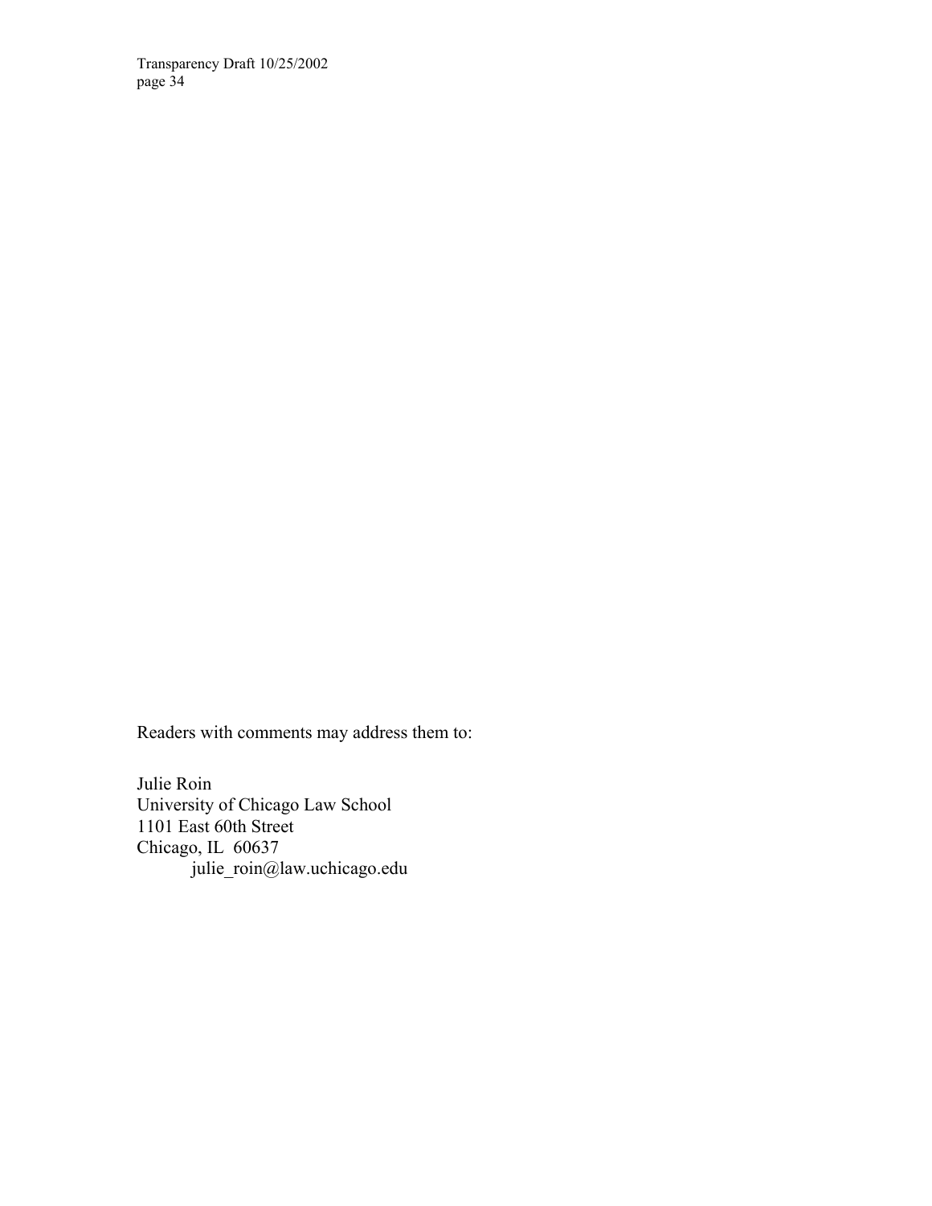Readers with comments may address them to:

Julie Roin  
University of Chicago Law School  
1101 East 60th Street  
Chicago, IL  60637  
julie_roin@law.uchicago.edu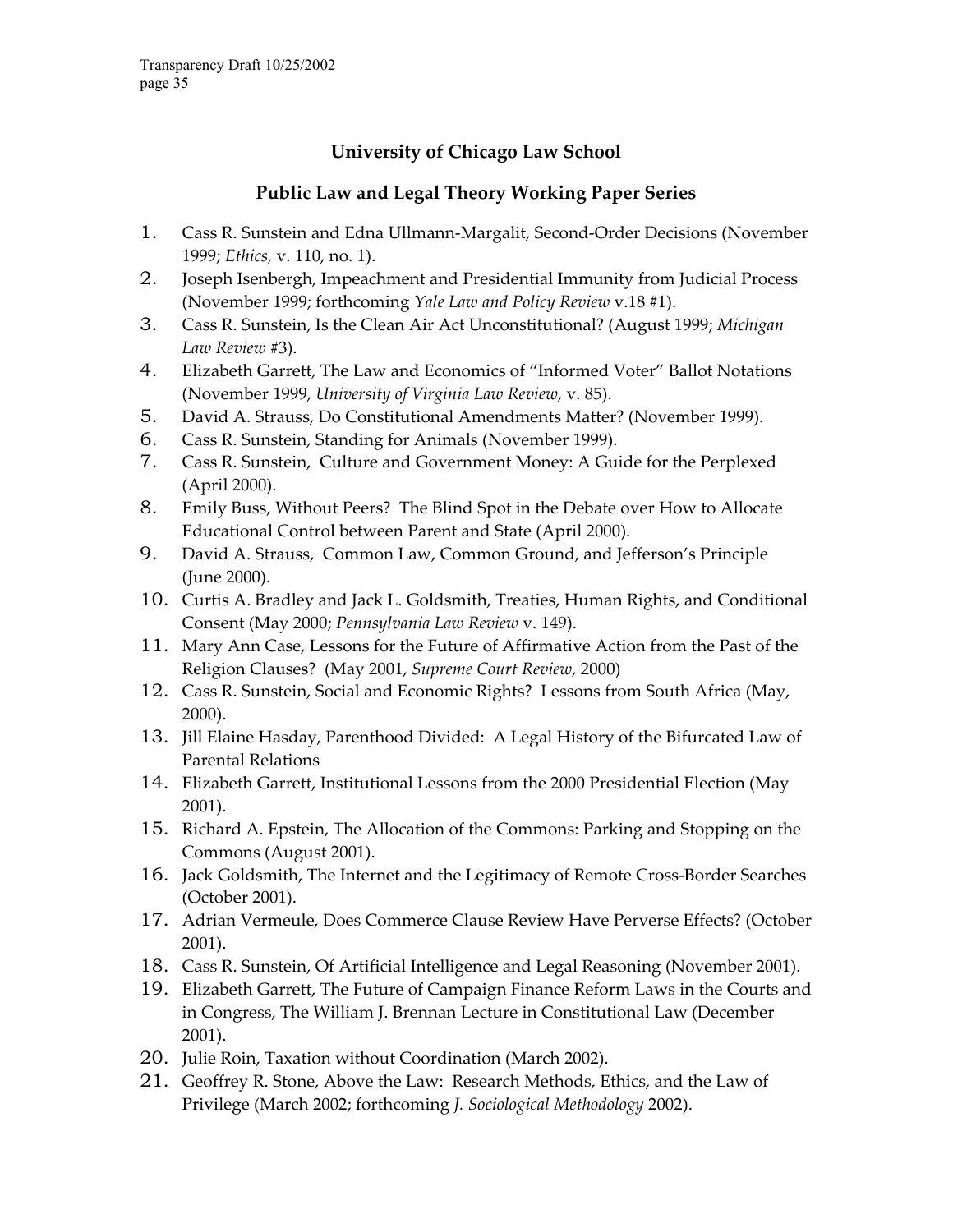## University of Chicago Law School

## Public Law and Legal Theory Working Paper Series

1. Cass R. Sunstein and Edna Ullmann-Margalit, Second-Order Decisions (November 1999; *Ethics,* v. 110, no. 1).
2. Joseph Isenbergh, Impeachment and Presidential Immunity from Judicial Process (November 1999; forthcoming *Yale Law and Policy Review* v.18 #1).
3. Cass R. Sunstein, Is the Clean Air Act Unconstitutional? (August 1999; *Michigan Law Review* #3).
4. Elizabeth Garrett, The Law and Economics of "Informed Voter" Ballot Notations (November 1999, *University of Virginia Law Review*, v. 85).
5. David A. Strauss, Do Constitutional Amendments Matter? (November 1999).
6. Cass R. Sunstein, Standing for Animals (November 1999).
7. Cass R. Sunstein, Culture and Government Money: A Guide for the Perplexed (April 2000).
8. Emily Buss, Without Peers? The Blind Spot in the Debate over How to Allocate Educational Control between Parent and State (April 2000).
9. David A. Strauss, Common Law, Common Ground, and Jefferson's Principle (June 2000).
10. Curtis A. Bradley and Jack L. Goldsmith, Treaties, Human Rights, and Conditional Consent (May 2000; *Pennsylvania Law Review* v. 149).
11. Mary Ann Case, Lessons for the Future of Affirmative Action from the Past of the Religion Clauses? (May 2001, *Supreme Court Review*, 2000)
12. Cass R. Sunstein, Social and Economic Rights? Lessons from South Africa (May, 2000).
13. Jill Elaine Hasday, Parenthood Divided: A Legal History of the Bifurcated Law of Parental Relations
14. Elizabeth Garrett, Institutional Lessons from the 2000 Presidential Election (May 2001).
15. Richard A. Epstein, The Allocation of the Commons: Parking and Stopping on the Commons (August 2001).
16. Jack Goldsmith, The Internet and the Legitimacy of Remote Cross-Border Searches (October 2001).
17. Adrian Vermeule, Does Commerce Clause Review Have Perverse Effects? (October 2001).
18. Cass R. Sunstein, Of Artificial Intelligence and Legal Reasoning (November 2001).
19. Elizabeth Garrett, The Future of Campaign Finance Reform Laws in the Courts and in Congress, The William J. Brennan Lecture in Constitutional Law (December 2001).
20. Julie Roin, Taxation without Coordination (March 2002).
21. Geoffrey R. Stone, Above the Law: Research Methods, Ethics, and the Law of Privilege (March 2002; forthcoming *J. Sociological Methodology* 2002).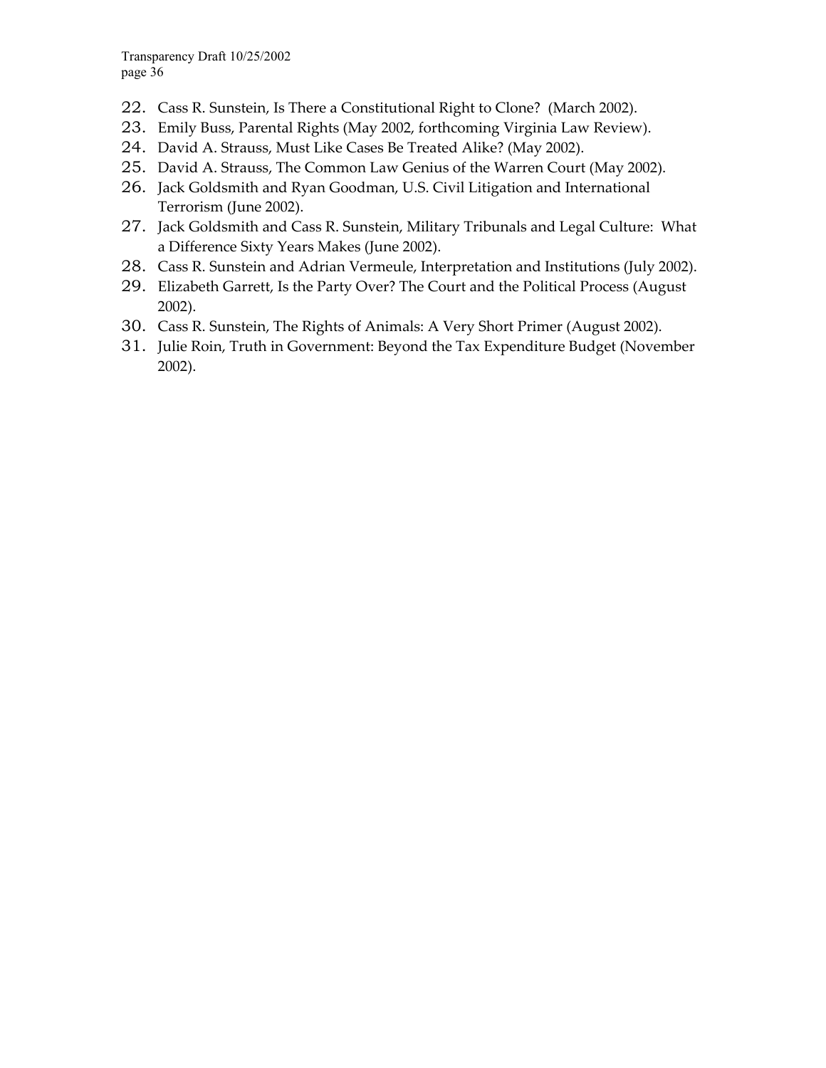22. Cass R. Sunstein, Is There a Constitutional Right to Clone? (March 2002).
23. Emily Buss, Parental Rights (May 2002, forthcoming Virginia Law Review).
24. David A. Strauss, Must Like Cases Be Treated Alike? (May 2002).
25. David A. Strauss, The Common Law Genius of the Warren Court (May 2002).
26. Jack Goldsmith and Ryan Goodman, U.S. Civil Litigation and International Terrorism (June 2002).
27. Jack Goldsmith and Cass R. Sunstein, Military Tribunals and Legal Culture: What a Difference Sixty Years Makes (June 2002).
28. Cass R. Sunstein and Adrian Vermeule, Interpretation and Institutions (July 2002).
29. Elizabeth Garrett, Is the Party Over? The Court and the Political Process (August 2002).
30. Cass R. Sunstein, The Rights of Animals: A Very Short Primer (August 2002).
31. Julie Roin, Truth in Government: Beyond the Tax Expenditure Budget (November 2002).